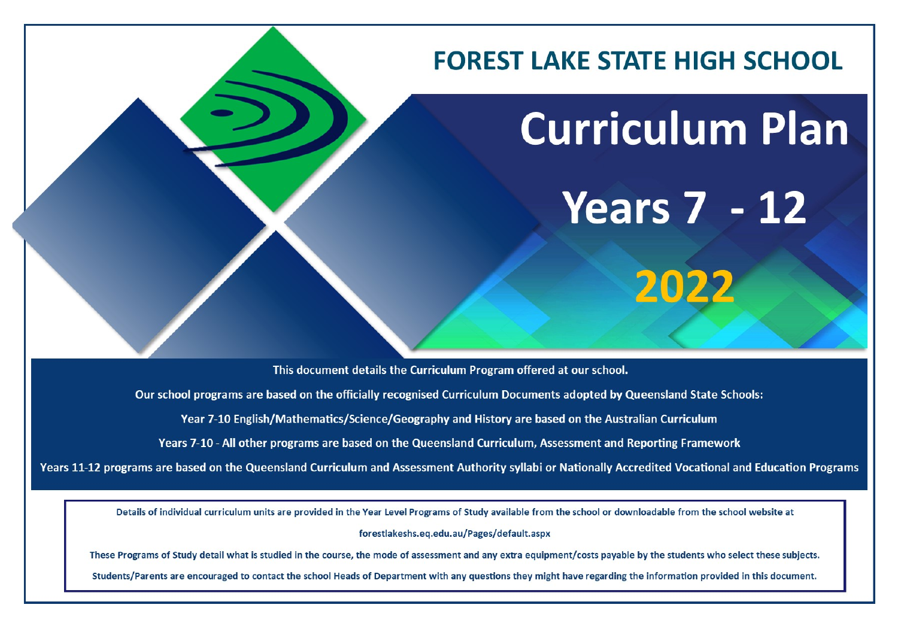# FOREST LAKE STATE HIGH SCHOOL

# Curriculum Plan

# Years 7 - 12

# 2022

This document details the **Curriculum Program** offered at our school.

Our school programs are based on the officially recognised Curriculum Documents adopted by Queensland State Schools:

Year 7-10 English/Mathematics/Science/Geography and History are based on the Australian Curriculum

Years 7-10 - All other programs are based on the Queensland Curriculum, Assessment and Reporting Framework

Years 11-12 programs are based on the Queensland Curriculum and Assessment Authority syllabi or Nationally Accredited Vocational and Education Programs

Details of individual curriculum units are provided in the Year Level Programs of Study available from the school or downloadable from the school website at

forestlakeshs.eq.edu.au/Pages/default.aspx

These Programs of Study detail what is studied in the course, the mode of assessment and any extra equipment/costs payable by the students who select these subjects.

Students/Parents are encouraged to contact the school Heads of Department with any questions they might have regarding the information provided in this document.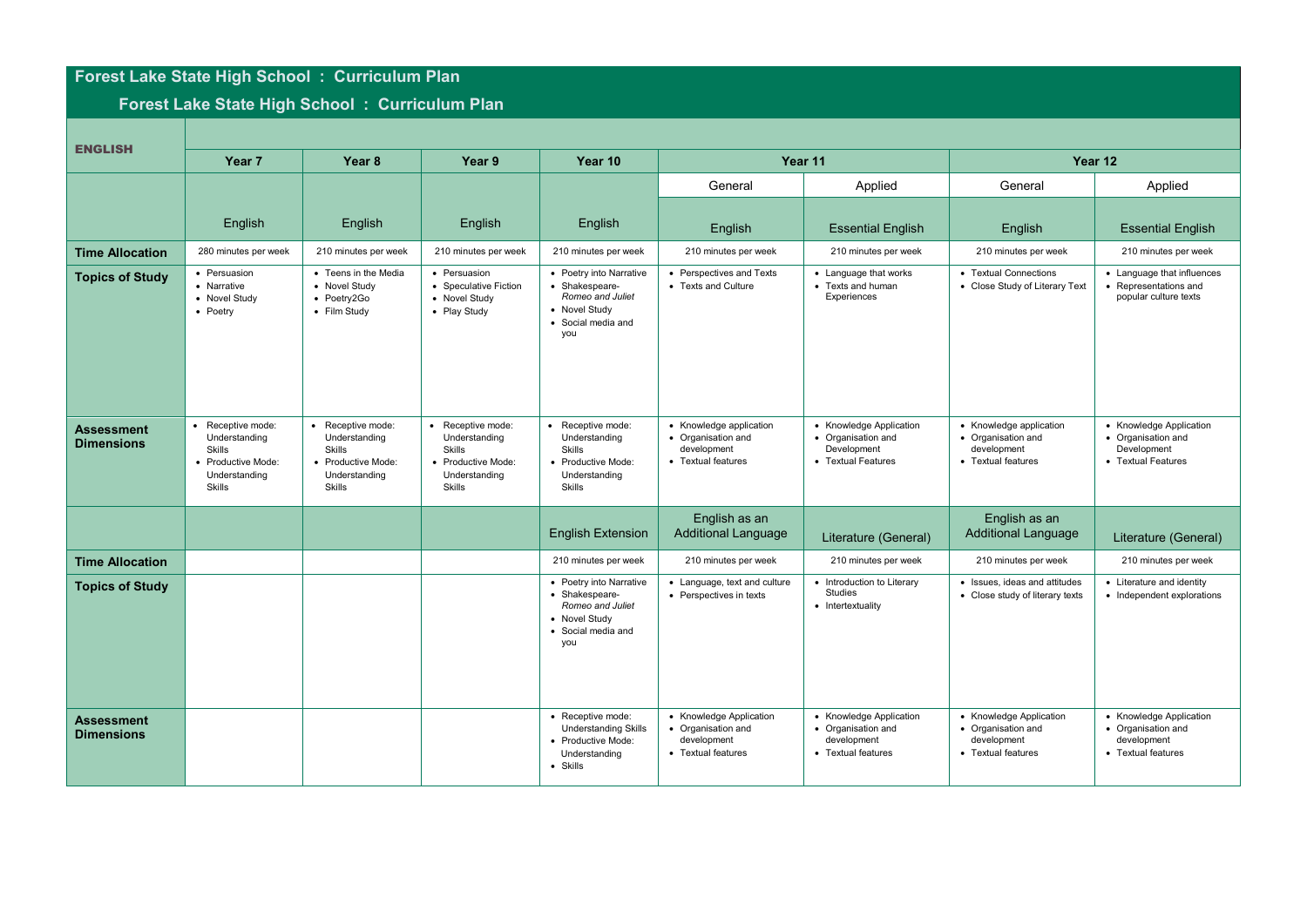# Forest Lake State High School : Curriculum Plan

## Forest Lake State High School : Curriculum Plan

| ENGLISH | Year 7 | Year 8 | Year 9 | Year 10 | Year 11 | | Year 12 | |
|---|---|---|---|---|---|---|---|---|
| | | | | | General | Applied | General | Applied |
| | English | English | English | English | English | Essential English | English | Essential English |
| **Time Allocation** | 280 minutes per week | 210 minutes per week | 210 minutes per week | 210 minutes per week | 210 minutes per week | 210 minutes per week | 210 minutes per week | 210 minutes per week |
| **Topics of Study** | • Persuasion<br>• Narrative<br>• Novel Study<br>• Poetry | • Teens in the Media<br>• Novel Study<br>• Poetry2Go<br>• Film Study | • Persuasion<br>• Speculative Fiction<br>• Novel Study<br>• Play Study | • Poetry into Narrative<br>• Shakespeare- *Romeo and Juliet*<br>• Novel Study<br>• Social media and you | • Perspectives and Texts<br>• Texts and Culture | • Language that works<br>• Texts and human Experiences | • Textual Connections<br>• Close Study of Literary Text | • Language that influences<br>• Representations and popular culture texts |
| **Assessment Dimensions** | • Receptive mode: Understanding Skills<br>• Productive Mode: Understanding Skills | • Receptive mode: Understanding Skills<br>• Productive Mode: Understanding Skills | • Receptive mode: Understanding Skills<br>• Productive Mode: Understanding Skills | • Receptive mode: Understanding Skills<br>• Productive Mode: Understanding Skills | • Knowledge application<br>• Organisation and development<br>• Textual features | • Knowledge Application<br>• Organisation and Development<br>• Textual Features | • Knowledge application<br>• Organisation and development<br>• Textual features | • Knowledge Application<br>• Organisation and Development<br>• Textual Features |
| | | | | English Extension | English as an Additional Language | Literature (General) | English as an Additional Language | Literature (General) |
| **Time Allocation** | | | | 210 minutes per week | 210 minutes per week | 210 minutes per week | 210 minutes per week | 210 minutes per week |
| **Topics of Study** | | | | • Poetry into Narrative<br>• Shakespeare- *Romeo and Juliet*<br>• Novel Study<br>• Social media and you | • Language, text and culture<br>• Perspectives in texts | • Introduction to Literary Studies<br>• Intertextuality | • Issues, ideas and attitudes<br>• Close study of literary texts | • Literature and identity<br>• Independent explorations |
| **Assessment Dimensions** | | | | • Receptive mode: Understanding Skills<br>• Productive Mode: Understanding<br>• Skills | • Knowledge Application<br>• Organisation and development<br>• Textual features | • Knowledge Application<br>• Organisation and development<br>• Textual features | • Knowledge Application<br>• Organisation and development<br>• Textual features | • Knowledge Application<br>• Organisation and development<br>• Textual features |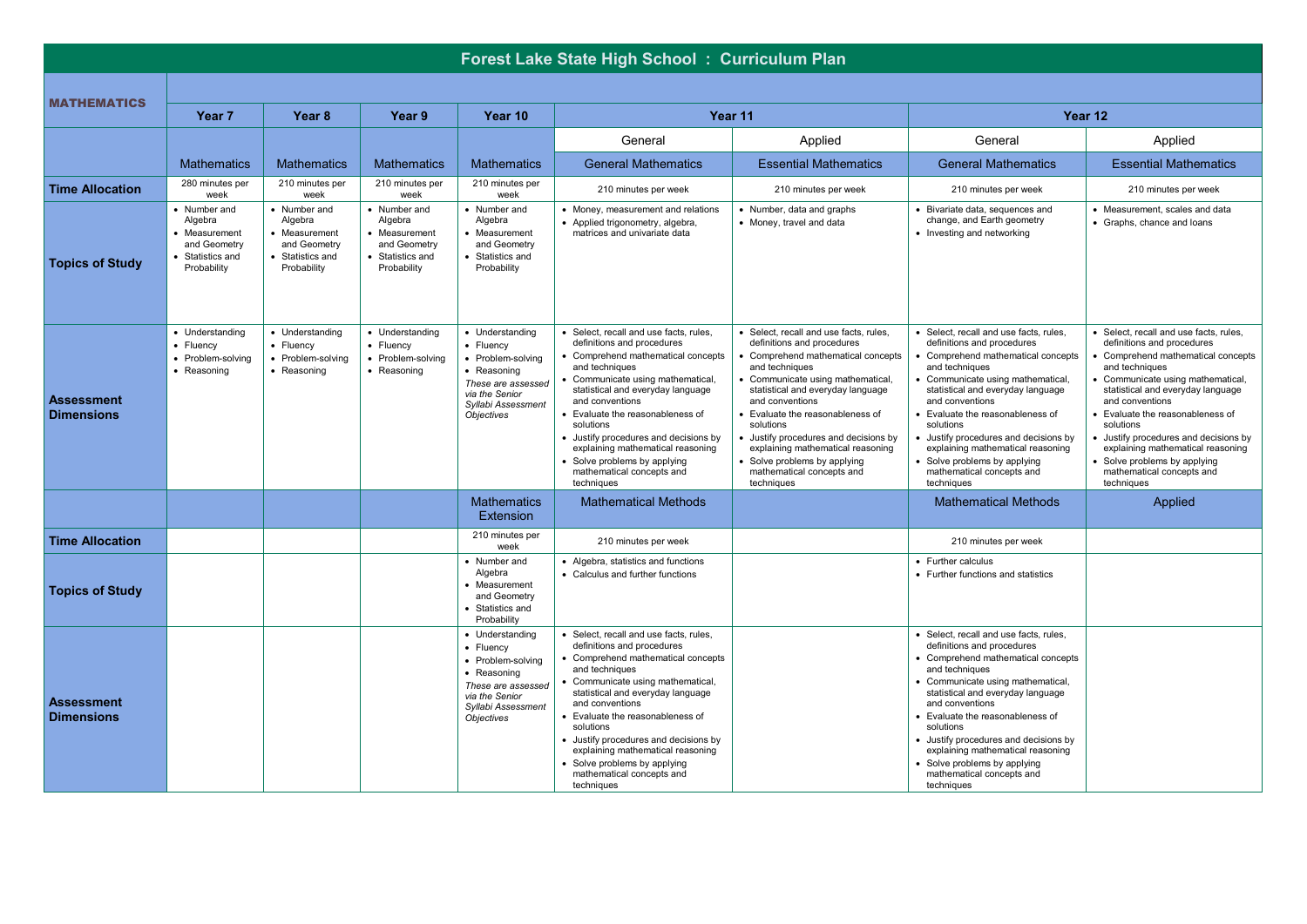# Forest Lake State High School : Curriculum Plan

| MATHEMATICS | Year 7 | Year 8 | Year 9 | Year 10 | Year 11 | | Year 12 | |
|---|---|---|---|---|---|---|---|---|
| | | | | | General | Applied | General | Applied |
| | Mathematics | Mathematics | Mathematics | Mathematics | General Mathematics | Essential Mathematics | General Mathematics | Essential Mathematics |
| **Time Allocation** | 280 minutes per week | 210 minutes per week | 210 minutes per week | 210 minutes per week | 210 minutes per week | 210 minutes per week | 210 minutes per week | 210 minutes per week |
| **Topics of Study** | • Number and Algebra<br>• Measurement and Geometry<br>• Statistics and Probability | • Number and Algebra<br>• Measurement and Geometry<br>• Statistics and Probability | • Number and Algebra<br>• Measurement and Geometry<br>• Statistics and Probability | • Number and Algebra<br>• Measurement and Geometry<br>• Statistics and Probability | • Money, measurement and relations<br>• Applied trigonometry, algebra, matrices and univariate data | • Number, data and graphs<br>• Money, travel and data | • Bivariate data, sequences and change, and Earth geometry<br>• Investing and networking | • Measurement, scales and data<br>• Graphs, chance and loans |
| **Assessment Dimensions** | • Understanding<br>• Fluency<br>• Problem-solving<br>• Reasoning | • Understanding<br>• Fluency<br>• Problem-solving<br>• Reasoning | • Understanding<br>• Fluency<br>• Problem-solving<br>• Reasoning | • Understanding<br>• Fluency<br>• Problem-solving<br>• Reasoning<br>*These are assessed via the Senior Syllabi Assessment Objectives* | • Select, recall and use facts, rules, definitions and procedures<br>• Comprehend mathematical concepts and techniques<br>• Communicate using mathematical, statistical and everyday language and conventions<br>• Evaluate the reasonableness of solutions<br>• Justify procedures and decisions by explaining mathematical reasoning<br>• Solve problems by applying mathematical concepts and techniques | • Select, recall and use facts, rules, definitions and procedures<br>• Comprehend mathematical concepts and techniques<br>• Communicate using mathematical, statistical and everyday language and conventions<br>• Evaluate the reasonableness of solutions<br>• Justify procedures and decisions by explaining mathematical reasoning<br>• Solve problems by applying mathematical concepts and techniques | • Select, recall and use facts, rules, definitions and procedures<br>• Comprehend mathematical concepts and techniques<br>• Communicate using mathematical, statistical and everyday language and conventions<br>• Evaluate the reasonableness of solutions<br>• Justify procedures and decisions by explaining mathematical reasoning<br>• Solve problems by applying mathematical concepts and techniques | • Select, recall and use facts, rules, definitions and procedures<br>• Comprehend mathematical concepts and techniques<br>• Communicate using mathematical, statistical and everyday language and conventions<br>• Evaluate the reasonableness of solutions<br>• Justify procedures and decisions by explaining mathematical reasoning<br>• Solve problems by applying mathematical concepts and techniques |
| | | | | Mathematics Extension | Mathematical Methods | | Mathematical Methods | Applied |
| **Time Allocation** | | | | 210 minutes per week | 210 minutes per week | | 210 minutes per week | |
| **Topics of Study** | | | | • Number and Algebra<br>• Measurement and Geometry<br>• Statistics and Probability | • Algebra, statistics and functions<br>• Calculus and further functions | | • Further calculus<br>• Further functions and statistics | |
| **Assessment Dimensions** | | | | • Understanding<br>• Fluency<br>• Problem-solving<br>• Reasoning<br>*These are assessed via the Senior Syllabi Assessment Objectives* | • Select, recall and use facts, rules, definitions and procedures<br>• Comprehend mathematical concepts and techniques<br>• Communicate using mathematical, statistical and everyday language and conventions<br>• Evaluate the reasonableness of solutions<br>• Justify procedures and decisions by explaining mathematical reasoning<br>• Solve problems by applying mathematical concepts and techniques | | • Select, recall and use facts, rules, definitions and procedures<br>• Comprehend mathematical concepts and techniques<br>• Communicate using mathematical, statistical and everyday language and conventions<br>• Evaluate the reasonableness of solutions<br>• Justify procedures and decisions by explaining mathematical reasoning<br>• Solve problems by applying mathematical concepts and techniques | |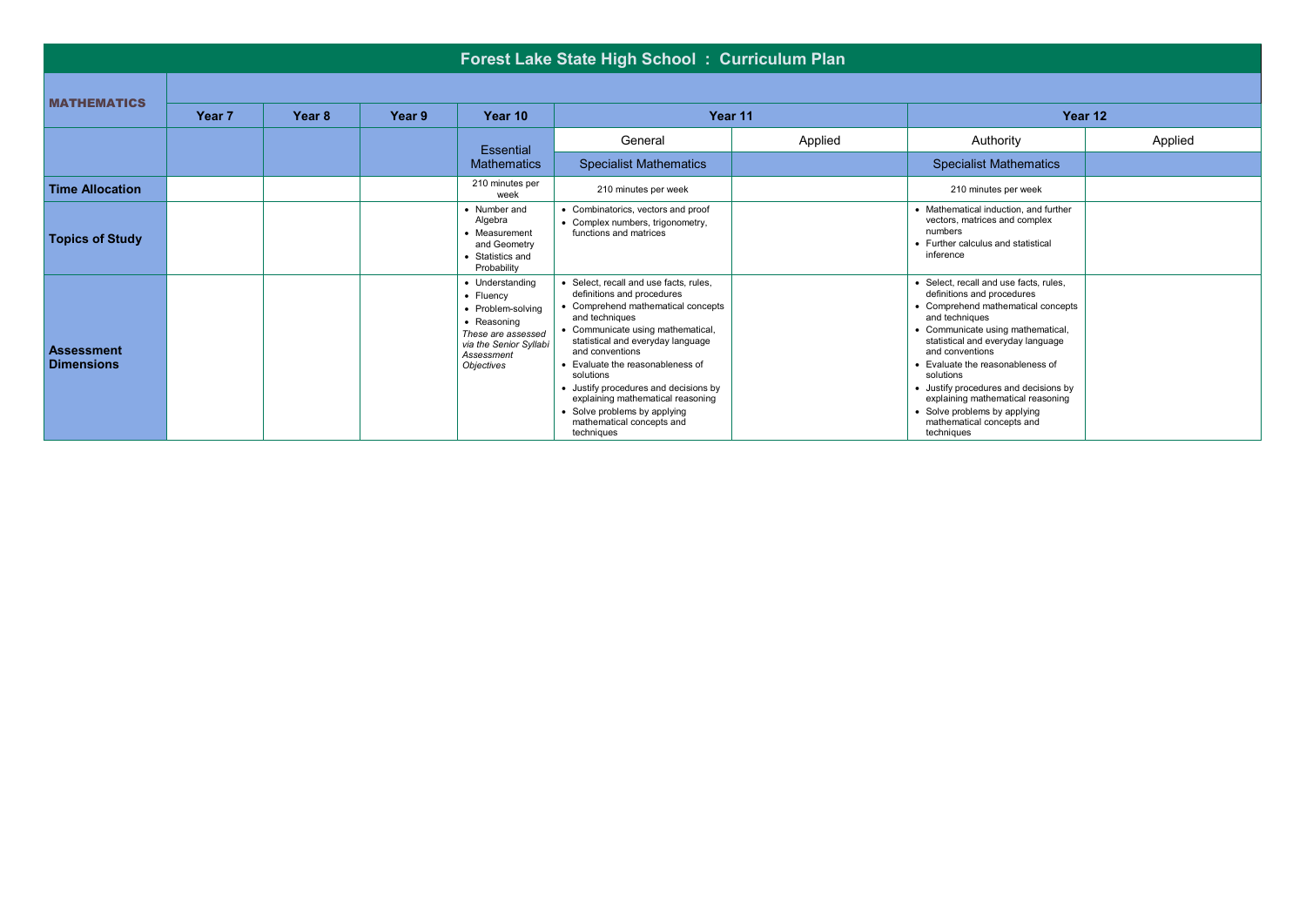# Forest Lake State High School : Curriculum Plan

| MATHEMATICS | Year 7 | Year 8 | Year 9 | Year 10 | Year 11 | | Year 12 | |
|---|---|---|---|---|---|---|---|---|
| | | | | Essential Mathematics | General<br>Specialist Mathematics | Applied | Authority<br>Specialist Mathematics | Applied |
| **Time Allocation** | | | | 210 minutes per week | 210 minutes per week | | 210 minutes per week | |
| **Topics of Study** | | | | • Number and Algebra<br>• Measurement and Geometry<br>• Statistics and Probability | • Combinatorics, vectors and proof<br>• Complex numbers, trigonometry, functions and matrices | | • Mathematical induction, and further vectors, matrices and complex numbers<br>• Further calculus and statistical inference | |
| **Assessment Dimensions** | | | | • Understanding<br>• Fluency<br>• Problem-solving<br>• Reasoning<br>*These are assessed via the Senior Syllabi Assessment Objectives* | • Select, recall and use facts, rules, definitions and procedures<br>• Comprehend mathematical concepts and techniques<br>• Communicate using mathematical, statistical and everyday language and conventions<br>• Evaluate the reasonableness of solutions<br>• Justify procedures and decisions by explaining mathematical reasoning<br>• Solve problems by applying mathematical concepts and techniques | | • Select, recall and use facts, rules, definitions and procedures<br>• Comprehend mathematical concepts and techniques<br>• Communicate using mathematical, statistical and everyday language and conventions<br>• Evaluate the reasonableness of solutions<br>• Justify procedures and decisions by explaining mathematical reasoning<br>• Solve problems by applying mathematical concepts and techniques | |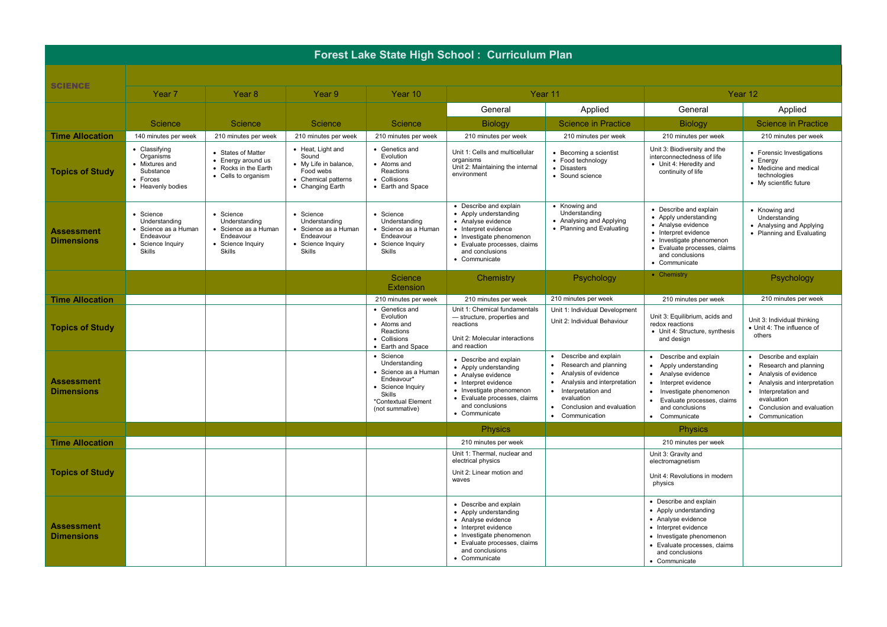# Forest Lake State High School : Curriculum Plan

| SCIENCE | Year 7 | Year 8 | Year 9 | Year 10 | Year 11 | | Year 12 | |
|---|---|---|---|---|---|---|---|---|
| | | | | | General | Applied | General | Applied |
| | Science | Science | Science | Science | Biology | Science in Practice | Biology | Science in Practice |
| **Time Allocation** | 140 minutes per week | 210 minutes per week | 210 minutes per week | 210 minutes per week | 210 minutes per week | 210 minutes per week | 210 minutes per week | 210 minutes per week |
| **Topics of Study** | • Classifying Organisms<br>• Mixtures and Substance<br>• Forces<br>• Heavenly bodies | • States of Matter<br>• Energy around us<br>• Rocks in the Earth<br>• Cells to organism | • Heat, Light and Sound<br>• My Life in balance, Food webs<br>• Chemical patterns<br>• Changing Earth | • Genetics and Evolution<br>• Atoms and Reactions<br>• Collisions<br>• Earth and Space | Unit 1: Cells and multicellular organisms<br>Unit 2: Maintaining the internal environment | • Becoming a scientist<br>• Food technology<br>• Disasters<br>• Sound science | Unit 3: Biodiversity and the interconnectedness of life<br>• Unit 4: Heredity and continuity of life | • Forensic Investigations<br>• Energy<br>• Medicine and medical technologies<br>• My scientific future |
| **Assessment Dimensions** | • Science Understanding<br>• Science as a Human Endeavour<br>• Science Inquiry Skills | • Science Understanding<br>• Science as a Human Endeavour<br>• Science Inquiry Skills | • Science Understanding<br>• Science as a Human Endeavour<br>• Science Inquiry Skills | • Science Understanding<br>• Science as a Human Endeavour<br>• Science Inquiry Skills | • Describe and explain<br>• Apply understanding<br>• Analyse evidence<br>• Interpret evidence<br>• Investigate phenomenon<br>• Evaluate processes, claims and conclusions<br>• Communicate | • Knowing and Understanding<br>• Analysing and Applying<br>• Planning and Evaluating | • Describe and explain<br>• Apply understanding<br>• Analyse evidence<br>• Interpret evidence<br>• Investigate phenomenon<br>• Evaluate processes, claims and conclusions<br>• Communicate | • Knowing and Understanding<br>• Analysing and Applying<br>• Planning and Evaluating |
| | | | | Science Extension | Chemistry | Psychology | • Chemistry | Psychology |
| **Time Allocation** | | | | 210 minutes per week | 210 minutes per week | 210 minutes per week | 210 minutes per week | 210 minutes per week |
| **Topics of Study** | | | | • Genetics and Evolution<br>• Atoms and Reactions<br>• Collisions<br>• Earth and Space | Unit 1: Chemical fundamentals — structure, properties and reactions<br>Unit 2: Molecular interactions and reaction | Unit 1: Individual Development<br>Unit 2: Individual Behaviour | Unit 3: Equilibrium, acids and redox reactions<br>• Unit 4: Structure, synthesis and design | Unit 3: Individual thinking<br>• Unit 4: The influence of others |
| **Assessment Dimensions** | | | | • Science Understanding<br>• Science as a Human Endeavour*<br>• Science Inquiry Skills<br>*Contextual Element (not summative) | • Describe and explain<br>• Apply understanding<br>• Analyse evidence<br>• Interpret evidence<br>• Investigate phenomenon<br>• Evaluate processes, claims and conclusions<br>• Communicate | • Describe and explain<br>• Research and planning<br>• Analysis of evidence<br>• Analysis and interpretation<br>• Interpretation and evaluation<br>• Conclusion and evaluation<br>• Communication | • Describe and explain<br>• Apply understanding<br>• Analyse evidence<br>• Interpret evidence<br>• Investigate phenomenon<br>• Evaluate processes, claims and conclusions<br>• Communicate | • Describe and explain<br>• Research and planning<br>• Analysis of evidence<br>• Analysis and interpretation<br>• Interpretation and evaluation<br>• Conclusion and evaluation<br>• Communication |
| | | | | | Physics | | Physics | |
| **Time Allocation** | | | | | 210 minutes per week | | 210 minutes per week | |
| **Topics of Study** | | | | | Unit 1: Thermal, nuclear and electrical physics<br>Unit 2: Linear motion and waves | | Unit 3: Gravity and electromagnetism<br>Unit 4: Revolutions in modern physics | |
| **Assessment Dimensions** | | | | | • Describe and explain<br>• Apply understanding<br>• Analyse evidence<br>• Interpret evidence<br>• Investigate phenomenon<br>• Evaluate processes, claims and conclusions<br>• Communicate | | • Describe and explain<br>• Apply understanding<br>• Analyse evidence<br>• Interpret evidence<br>• Investigate phenomenon<br>• Evaluate processes, claims and conclusions<br>• Communicate | |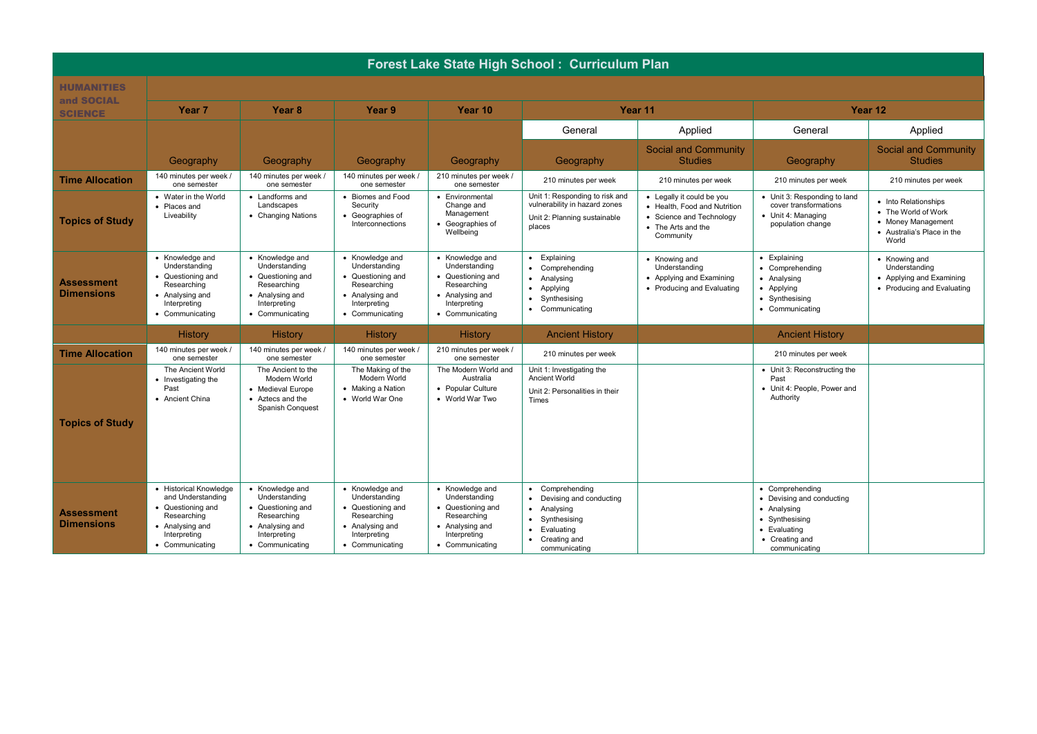# Forest Lake State High School : Curriculum Plan

| HUMANITIES and SOCIAL SCIENCE | Year 7 | Year 8 | Year 9 | Year 10 | Year 11 | | Year 12 | |
|---|---|---|---|---|---|---|---|---|
| | | | | | General | Applied | General | Applied |
| | Geography | Geography | Geography | Geography | Geography | Social and Community Studies | Geography | Social and Community Studies |
| **Time Allocation** | 140 minutes per week / one semester | 140 minutes per week / one semester | 140 minutes per week / one semester | 210 minutes per week / one semester | 210 minutes per week | 210 minutes per week | 210 minutes per week | 210 minutes per week |
| **Topics of Study** | • Water in the World<br>• Places and Liveability | • Landforms and Landscapes<br>• Changing Nations | • Biomes and Food Security<br>• Geographies of Interconnections | • Environmental Change and Management<br>• Geographies of Wellbeing | Unit 1: Responding to risk and vulnerability in hazard zones<br>Unit 2: Planning sustainable places | • Legally it could be you<br>• Health, Food and Nutrition<br>• Science and Technology<br>• The Arts and the Community | • Unit 3: Responding to land cover transformations<br>• Unit 4: Managing population change | • Into Relationships<br>• The World of Work<br>• Money Management<br>• Australia's Place in the World |
| **Assessment Dimensions** | • Knowledge and Understanding<br>• Questioning and Researching<br>• Analysing and Interpreting<br>• Communicating | • Knowledge and Understanding<br>• Questioning and Researching<br>• Analysing and Interpreting<br>• Communicating | • Knowledge and Understanding<br>• Questioning and Researching<br>• Analysing and Interpreting<br>• Communicating | • Knowledge and Understanding<br>• Questioning and Researching<br>• Analysing and Interpreting<br>• Communicating | • Explaining<br>• Comprehending<br>• Analysing<br>• Applying<br>• Synthesising<br>• Communicating | • Knowing and Understanding<br>• Applying and Examining<br>• Producing and Evaluating | • Explaining<br>• Comprehending<br>• Analysing<br>• Applying<br>• Synthesising<br>• Communicating | • Knowing and Understanding<br>• Applying and Examining<br>• Producing and Evaluating |
| | History | History | History | History | Ancient History | | Ancient History | |
| **Time Allocation** | 140 minutes per week / one semester | 140 minutes per week / one semester | 140 minutes per week / one semester | 210 minutes per week / one semester | 210 minutes per week | | 210 minutes per week | |
| **Topics of Study** | The Ancient World<br>• Investigating the Past<br>• Ancient China | The Ancient to the Modern World<br>• Medieval Europe<br>• Aztecs and the Spanish Conquest | The Making of the Modern World<br>• Making a Nation<br>• World War One | The Modern World and Australia<br>• Popular Culture<br>• World War Two | Unit 1: Investigating the Ancient World<br>Unit 2: Personalities in their Times | | • Unit 3: Reconstructing the Past<br>• Unit 4: People, Power and Authority | |
| **Assessment Dimensions** | • Historical Knowledge and Understanding<br>• Questioning and Researching<br>• Analysing and Interpreting<br>• Communicating | • Knowledge and Understanding<br>• Questioning and Researching<br>• Analysing and Interpreting<br>• Communicating | • Knowledge and Understanding<br>• Questioning and Researching<br>• Analysing and Interpreting<br>• Communicating | • Knowledge and Understanding<br>• Questioning and Researching<br>• Analysing and Interpreting<br>• Communicating | • Comprehending<br>• Devising and conducting<br>• Analysing<br>• Synthesising<br>• Evaluating<br>• Creating and communicating | | • Comprehending<br>• Devising and conducting<br>• Analysing<br>• Synthesising<br>• Evaluating<br>• Creating and communicating | |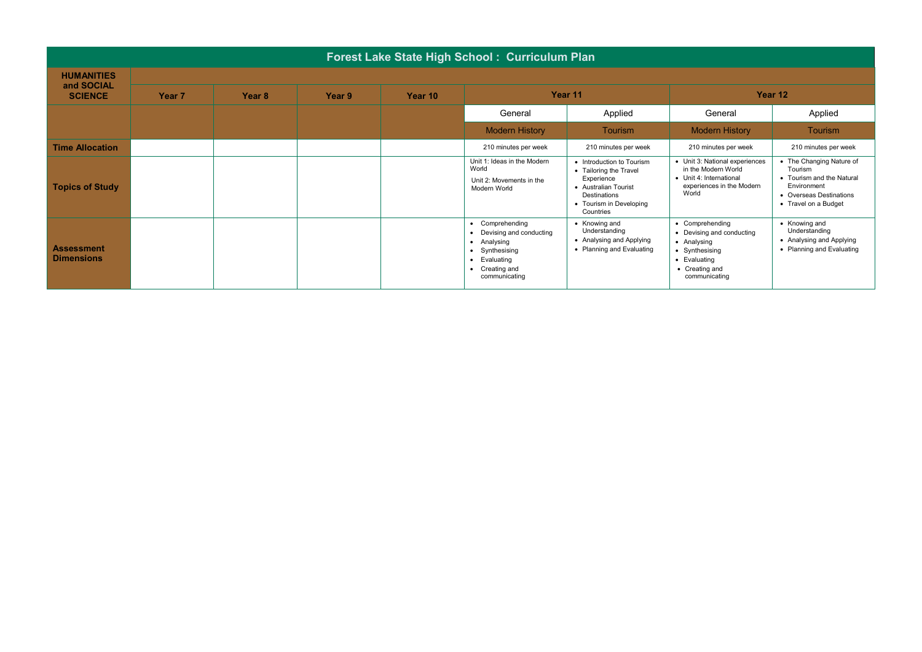# Forest Lake State High School : Curriculum Plan

| HUMANITIES and SOCIAL SCIENCE | Year 7 | Year 8 | Year 9 | Year 10 | Year 11 | | Year 12 | |
|---|---|---|---|---|---|---|---|---|
| | | | | | General | Applied | General | Applied |
| | | | | | Modern History | Tourism | Modern History | Tourism |
| **Time Allocation** | | | | | 210 minutes per week | 210 minutes per week | 210 minutes per week | 210 minutes per week |
| **Topics of Study** | | | | | Unit 1: Ideas in the Modern World<br>Unit 2: Movements in the Modern World | • Introduction to Tourism<br>• Tailoring the Travel Experience<br>• Australian Tourist Destinations<br>• Tourism in Developing Countries | • Unit 3: National experiences in the Modern World<br>• Unit 4: International experiences in the Modern World | • The Changing Nature of Tourism<br>• Tourism and the Natural Environment<br>• Overseas Destinations<br>• Travel on a Budget |
| **Assessment Dimensions** | | | | | • Comprehending<br>• Devising and conducting<br>• Analysing<br>• Synthesising<br>• Evaluating<br>• Creating and communicating | • Knowing and Understanding<br>• Analysing and Applying<br>• Planning and Evaluating | • Comprehending<br>• Devising and conducting<br>• Analysing<br>• Synthesising<br>• Evaluating<br>• Creating and communicating | • Knowing and Understanding<br>• Analysing and Applying<br>• Planning and Evaluating |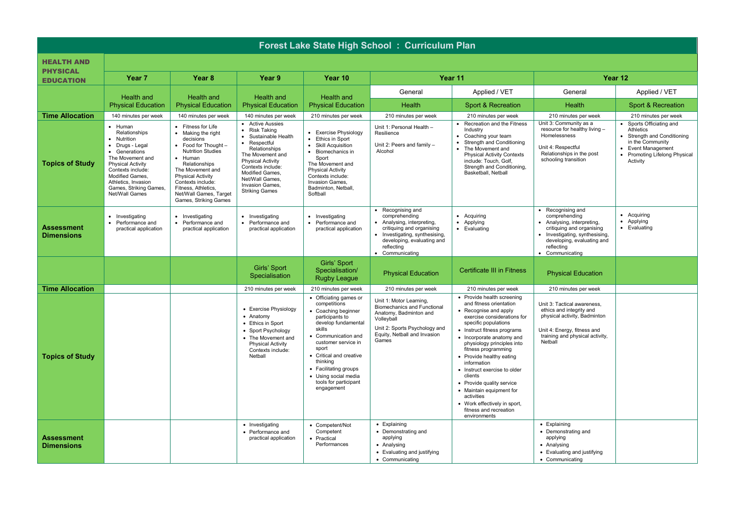# Forest Lake State High School : Curriculum Plan

| HEALTH AND PHYSICAL EDUCATION | Year 7 | Year 8 | Year 9 | Year 10 | Year 11 | | Year 12 | |
|---|---|---|---|---|---|---|---|---|
| | Health and Physical Education | Health and Physical Education | Health and Physical Education | Health and Physical Education | General | Applied / VET | General | Applied / VET |
| | | | | | Health | Sport & Recreation | Health | Sport & Recreation |
| **Time Allocation** | 140 minutes per week | 140 minutes per week | 140 minutes per week | 210 minutes per week | 210 minutes per week | 210 minutes per week | 210 minutes per week | 210 minutes per week |
| **Topics of Study** | • Human Relationships<br>• Nutrition<br>• Drugs - Legal<br>• Generations<br>The Movement and Physical Activity Contexts include: Modified Games, Athletics, Invasion Games, Striking Games, Net/Wall Games | • Fitness for Life<br>• Making the right decisions<br>• Food for Thought – Nutrition Studies<br>• Human Relationships<br>The Movement and Physical Activity Contexts include: Fitness, Athletics, Net/Wall Games, Target Games, Striking Games | • Active Aussies<br>• Risk Taking<br>• Sustainable Health<br>• Respectful Relationships<br>The Movement and Physical Activity Contexts include: Modified Games, Net/Wall Games, Invasion Games, Striking Games | • Exercise Physiology<br>• Ethics in Sport<br>• Skill Acquisition<br>• Biomechanics in Sport<br>The Movement and Physical Activity Contexts include: Invasion Games, Badminton, Netball, Softball | Unit 1: Personal Health – Resilience<br><br>Unit 2: Peers and family – Alcohol | • Recreation and the Fitness Industry<br>• Coaching your team<br>• Strength and Conditioning<br>• The Movement and Physical Activity Contexts include: Touch, Golf, Strength and Conditioning, Basketball, Netball | Unit 3: Community as a resource for healthy living – Homelessness<br><br>Unit 4: Respectful Relationships in the post schooling transition | • Sports Officiating and Athletics<br>• Strength and Conditioning in the Community<br>• Event Management<br>• Promoting Lifelong Physical Activity |
| **Assessment Dimensions** | • Investigating<br>• Performance and practical application | • Investigating<br>• Performance and practical application | • Investigating<br>• Performance and practical application | • Investigating<br>• Performance and practical application | • Recognising and comprehending<br>• Analysing, interpreting, critiquing and organising<br>• Investigating, synthesising, developing, evaluating and reflecting<br>• Communicating | • Acquiring<br>• Applying<br>• Evaluating | • Recognising and comprehending<br>• Analysing, interpreting, critiquing and organising<br>• Investigating, synthesising, developing, evaluating and reflecting<br>• Communicating | • Acquiring<br>• Applying<br>• Evaluating |
| | | | Girls' Sport Specialisation | Girls' Sport Specialisation/ Rugby League | Physical Education | Certificate III in Fitness | Physical Education | |
| **Time Allocation** | | | 210 minutes per week | 210 minutes per week | 210 minutes per week | 210 minutes per week | 210 minutes per week | |
| **Topics of Study** | | | • Exercise Physiology<br>• Anatomy<br>• Ethics in Sport<br>• Sport Psychology<br>• The Movement and Physical Activity Contexts include: Netball | • Officiating games or competitions<br>• Coaching beginner participants to develop fundamental skills<br>• Communication and customer service in sport<br>• Critical and creative thinking<br>• Facilitating groups<br>• Using social media tools for participant engagement | Unit 1: Motor Learning, Biomechanics and Functional Anatomy, Badminton and Volleyball<br><br>Unit 2: Sports Psychology and Equity, Netball and Invasion Games | • Provide health screening and fitness orientation<br>• Recognise and apply exercise considerations for specific populations<br>• Instruct fitness programs<br>• Incorporate anatomy and physiology principles into fitness programming<br>• Provide healthy eating information<br>• Instruct exercise to older clients<br>• Provide quality service<br>• Maintain equipment for activities<br>• Work effectively in sport, fitness and recreation environments | Unit 3: Tactical awareness, ethics and integrity and physical activity, Badminton<br><br>Unit 4: Energy, fitness and training and physical activity, Netball | |
| **Assessment Dimensions** | | | • Investigating<br>• Performance and practical application | • Competent/Not Competent<br>• Practical Performances | • Explaining<br>• Demonstrating and applying<br>• Analysing<br>• Evaluating and justifying<br>• Communicating | | • Explaining<br>• Demonstrating and applying<br>• Analysing<br>• Evaluating and justifying<br>• Communicating | |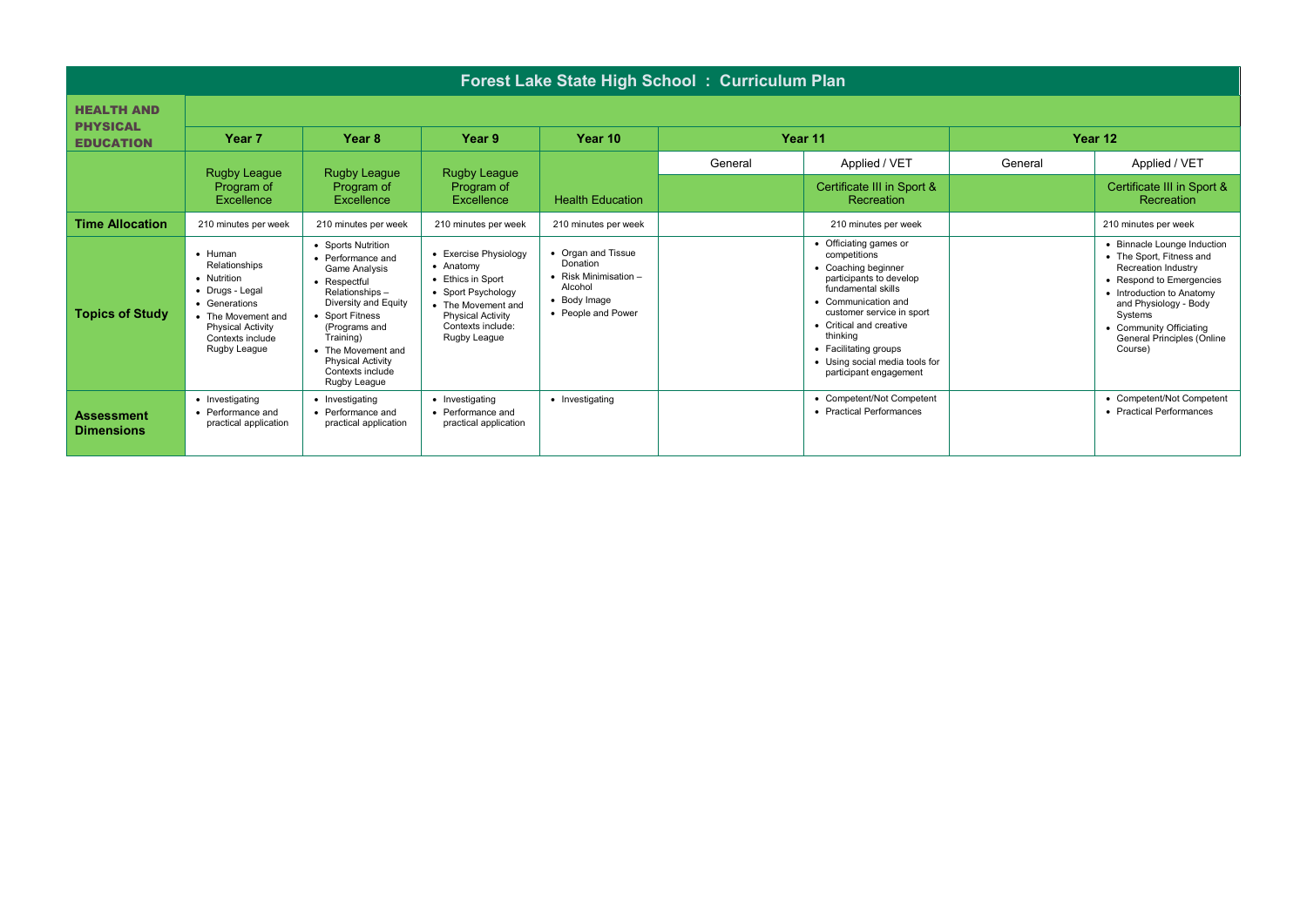# Forest Lake State High School : Curriculum Plan

| HEALTH AND PHYSICAL EDUCATION | Year 7 | Year 8 | Year 9 | Year 10 | Year 11 | | Year 12 | |
|---|---|---|---|---|---|---|---|---|
| | | | | | General | Applied / VET | General | Applied / VET |
| | Rugby League Program of Excellence | Rugby League Program of Excellence | Rugby League Program of Excellence | Health Education | | Certificate III in Sport & Recreation | | Certificate III in Sport & Recreation |
| **Time Allocation** | 210 minutes per week | 210 minutes per week | 210 minutes per week | 210 minutes per week | | 210 minutes per week | | 210 minutes per week |
| **Topics of Study** | • Human Relationships<br>• Nutrition<br>• Drugs - Legal<br>• Generations<br>• The Movement and Physical Activity Contexts include Rugby League | • Sports Nutrition<br>• Performance and Game Analysis<br>• Respectful Relationships – Diversity and Equity<br>• Sport Fitness (Programs and Training)<br>• The Movement and Physical Activity Contexts include Rugby League | • Exercise Physiology<br>• Anatomy<br>• Ethics in Sport<br>• Sport Psychology<br>• The Movement and Physical Activity Contexts include: Rugby League | • Organ and Tissue Donation<br>• Risk Minimisation – Alcohol<br>• Body Image<br>• People and Power | | • Officiating games or competitions<br>• Coaching beginner participants to develop fundamental skills<br>• Communication and customer service in sport<br>• Critical and creative thinking<br>• Facilitating groups<br>• Using social media tools for participant engagement | | • Binnacle Lounge Induction<br>• The Sport, Fitness and Recreation Industry<br>• Respond to Emergencies<br>• Introduction to Anatomy and Physiology - Body Systems<br>• Community Officiating General Principles (Online Course) |
| **Assessment Dimensions** | • Investigating<br>• Performance and practical application | • Investigating<br>• Performance and practical application | • Investigating<br>• Performance and practical application | • Investigating | | • Competent/Not Competent<br>• Practical Performances | | • Competent/Not Competent<br>• Practical Performances |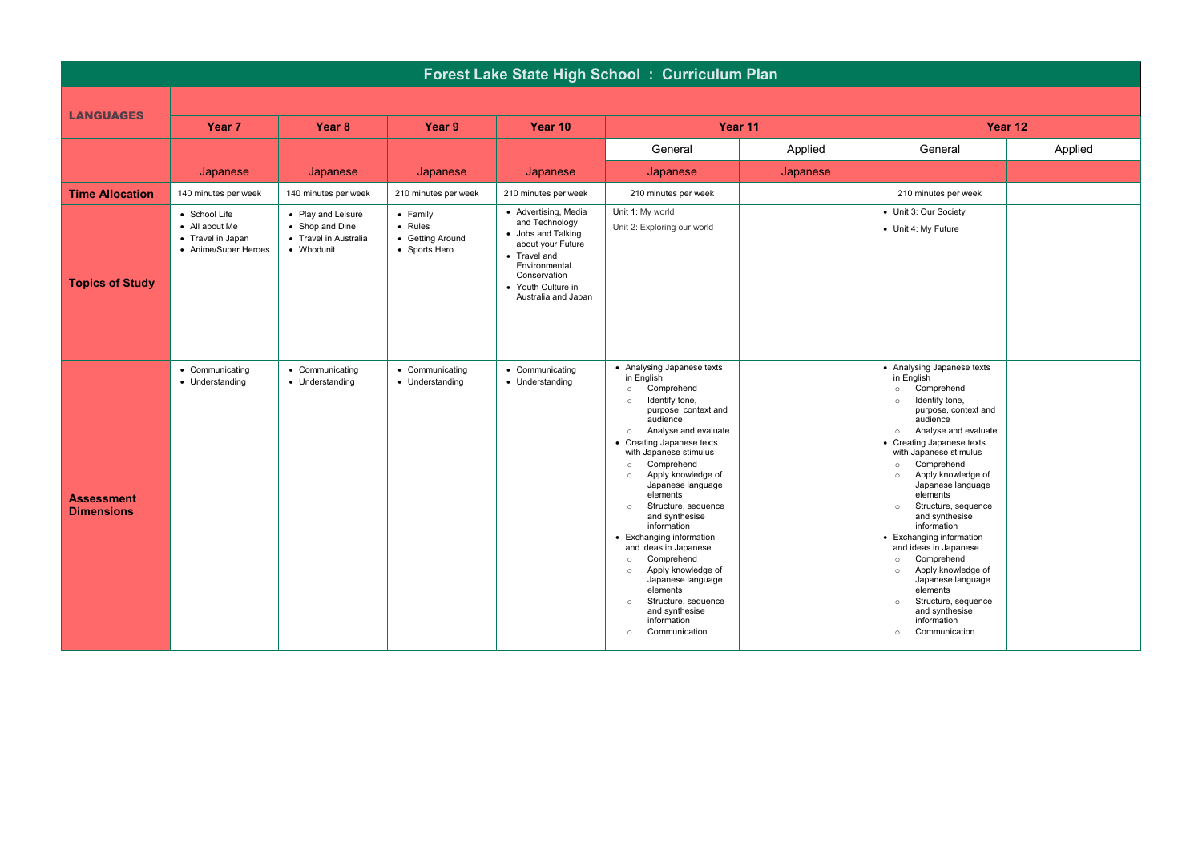# Forest Lake State High School : Curriculum Plan

| LANGUAGES | Year 7 | Year 8 | Year 9 | Year 10 | Year 11 | | Year 12 | |
|---|---|---|---|---|---|---|---|---|
| | | | | | General | Applied | General | Applied |
| | Japanese | Japanese | Japanese | Japanese | Japanese | Japanese | | |
| **Time Allocation** | 140 minutes per week | 140 minutes per week | 210 minutes per week | 210 minutes per week | 210 minutes per week | | 210 minutes per week | |
| **Topics of Study** | • School Life<br>• All about Me<br>• Travel in Japan<br>• Anime/Super Heroes | • Play and Leisure<br>• Shop and Dine<br>• Travel in Australia<br>• Whodunit | • Family<br>• Rules<br>• Getting Around<br>• Sports Hero | • Advertising, Media and Technology<br>• Jobs and Talking about your Future<br>• Travel and Environmental Conservation<br>• Youth Culture in Australia and Japan | Unit 1: My world<br>Unit 2: Exploring our world | | • Unit 3: Our Society<br>• Unit 4: My Future | |
| **Assessment Dimensions** | • Communicating<br>• Understanding | • Communicating<br>• Understanding | • Communicating<br>• Understanding | • Communicating<br>• Understanding | • Analysing Japanese texts in English<br>○ Comprehend<br>○ Identify tone, purpose, context and audience<br>○ Analyse and evaluate<br>• Creating Japanese texts with Japanese stimulus<br>○ Comprehend<br>○ Apply knowledge of Japanese language elements<br>○ Structure, sequence and synthesise information<br>• Exchanging information and ideas in Japanese<br>○ Comprehend<br>○ Apply knowledge of Japanese language elements<br>○ Structure, sequence and synthesise information<br>○ Communication | | • Analysing Japanese texts in English<br>○ Comprehend<br>○ Identify tone, purpose, context and audience<br>○ Analyse and evaluate<br>• Creating Japanese texts with Japanese stimulus<br>○ Comprehend<br>○ Apply knowledge of Japanese language elements<br>○ Structure, sequence and synthesise information<br>• Exchanging information and ideas in Japanese<br>○ Comprehend<br>○ Apply knowledge of Japanese language elements<br>○ Structure, sequence and synthesise information<br>○ Communication | |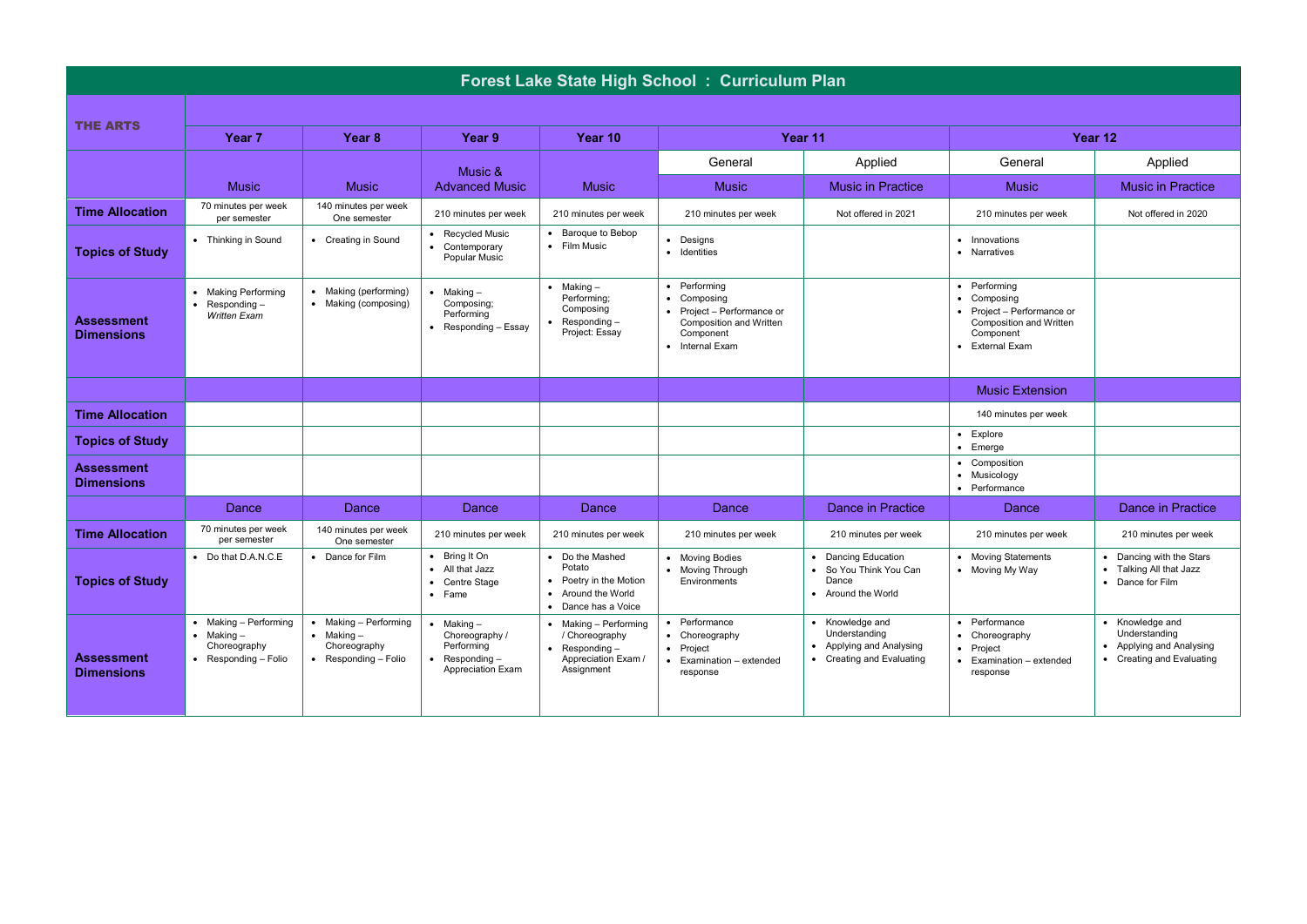# Forest Lake State High School : Curriculum Plan

| THE ARTS | Year 7 | Year 8 | Year 9 | Year 10 | Year 11 | | Year 12 | |
|---|---|---|---|---|---|---|---|---|
| | | | | | General | Applied | General | Applied |
| | Music | Music | Music & Advanced Music | Music | Music | Music in Practice | Music | Music in Practice |
| **Time Allocation** | 70 minutes per week per semester | 140 minutes per week One semester | 210 minutes per week | 210 minutes per week | 210 minutes per week | Not offered in 2021 | 210 minutes per week | Not offered in 2020 |
| **Topics of Study** | • Thinking in Sound | • Creating in Sound | • Recycled Music<br>• Contemporary Popular Music | • Baroque to Bebop<br>• Film Music | • Designs<br>• Identities | | • Innovations<br>• Narratives | |
| **Assessment Dimensions** | • Making Performing<br>• Responding – *Written Exam* | • Making (performing)<br>• Making (composing) | • Making – Composing; Performing<br>• Responding – Essay | • Making – Performing; Composing<br>• Responding – Project: Essay | • Performing<br>• Composing<br>• Project – Performance or Composition and Written Component<br>• Internal Exam | | • Performing<br>• Composing<br>• Project – Performance or Composition and Written Component<br>• External Exam | |
| | | | | | | | Music Extension | |
| **Time Allocation** | | | | | | | 140 minutes per week | |
| **Topics of Study** | | | | | | | • Explore<br>• Emerge | |
| **Assessment Dimensions** | | | | | | | • Composition<br>• Musicology<br>• Performance | |
| | Dance | Dance | Dance | Dance | Dance | Dance in Practice | Dance | Dance in Practice |
| **Time Allocation** | 70 minutes per week per semester | 140 minutes per week One semester | 210 minutes per week | 210 minutes per week | 210 minutes per week | 210 minutes per week | 210 minutes per week | 210 minutes per week |
| **Topics of Study** | • Do that D.A.N.C.E | • Dance for Film | • Bring It On<br>• All that Jazz<br>• Centre Stage<br>• Fame | • Do the Mashed Potato<br>• Poetry in the Motion<br>• Around the World<br>• Dance has a Voice | • Moving Bodies<br>• Moving Through Environments | • Dancing Education<br>• So You Think You Can Dance<br>• Around the World | • Moving Statements<br>• Moving My Way | • Dancing with the Stars<br>• Talking All that Jazz<br>• Dance for Film |
| **Assessment Dimensions** | • Making – Performing<br>• Making – Choreography<br>• Responding – Folio | • Making – Performing<br>• Making – Choreography<br>• Responding – Folio | • Making – Choreography / Performing<br>• Responding – Appreciation Exam | • Making – Performing / Choreography<br>• Responding – Appreciation Exam / Assignment | • Performance<br>• Choreography<br>• Project<br>• Examination – extended response | • Knowledge and Understanding<br>• Applying and Analysing<br>• Creating and Evaluating | • Performance<br>• Choreography<br>• Project<br>• Examination – extended response | • Knowledge and Understanding<br>• Applying and Analysing<br>• Creating and Evaluating |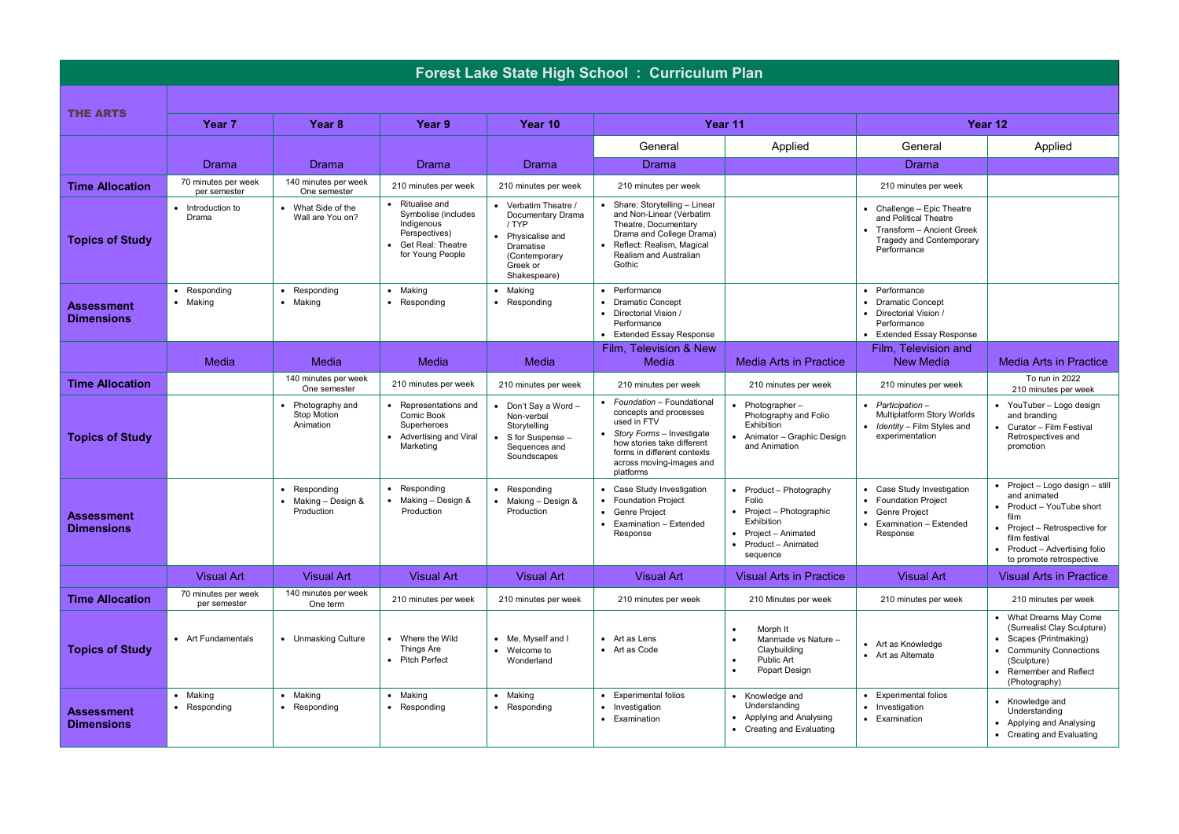# Forest Lake State High School : Curriculum Plan

| THE ARTS | Year 7 | Year 8 | Year 9 | Year 10 | Year 11 | | Year 12 | |
|---|---|---|---|---|---|---|---|---|
| | | | | | General | Applied | General | Applied |
| | Drama | Drama | Drama | Drama | Drama | | Drama | |
| **Time Allocation** | 70 minutes per week per semester | 140 minutes per week One semester | 210 minutes per week | 210 minutes per week | 210 minutes per week | | 210 minutes per week | |
| **Topics of Study** | • Introduction to Drama | • What Side of the Wall are You on? | • Ritualise and Symbolise (includes Indigenous Perspectives)<br>• Get Real: Theatre for Young People | • Verbatim Theatre / Documentary Drama / TYP<br>• Physicalise and Dramatise (Contemporary Greek or Shakespeare) | • Share: Storytelling – Linear and Non-Linear (Verbatim Theatre, Documentary Drama and College Drama)<br>• Reflect: Realism, Magical Realism and Australian Gothic | | • Challenge – Epic Theatre and Political Theatre<br>• Transform – Ancient Greek Tragedy and Contemporary Performance | |
| **Assessment Dimensions** | • Responding<br>• Making | • Responding<br>• Making | • Making<br>• Responding | • Making<br>• Responding | • Performance<br>• Dramatic Concept<br>• Directorial Vision / Performance<br>• Extended Essay Response | | • Performance<br>• Dramatic Concept<br>• Directorial Vision / Performance<br>• Extended Essay Response | |
| | Media | Media | Media | Media | Film, Television & New Media | Media Arts in Practice | Film, Television and New Media | Media Arts in Practice |
| **Time Allocation** | | 140 minutes per week One semester | 210 minutes per week | 210 minutes per week | 210 minutes per week | 210 minutes per week | 210 minutes per week | To run in 2022<br>210 minutes per week |
| **Topics of Study** | | • Photography and Stop Motion Animation | • Representations and Comic Book Superheroes<br>• Advertising and Viral Marketing | • Don't Say a Word – Non-verbal Storytelling<br>• S for Suspense – Sequences and Soundscapes | • *Foundation* – Foundational concepts and processes used in FTV<br>• *Story Forms* – Investigate how stories take different forms in different contexts across moving-images and platforms | • Photographer – Photography and Folio Exhibition<br>• Animator – Graphic Design and Animation | • *Participation* – Multiplatform Story Worlds<br>• *Identity* – Film Styles and experimentation | • YouTuber – Logo design and branding<br>• Curator – Film Festival Retrospectives and promotion |
| **Assessment Dimensions** | | • Responding<br>• Making – Design & Production | • Responding<br>• Making – Design & Production | • Responding<br>• Making – Design & Production | • Case Study Investigation<br>• Foundation Project<br>• Genre Project<br>• Examination – Extended Response | • Product – Photography Folio<br>• Project – Photographic Exhibition<br>• Project – Animated<br>• Product – Animated sequence | • Case Study Investigation<br>• Foundation Project<br>• Genre Project<br>• Examination – Extended Response | • Project – Logo design – still and animated<br>• Product – YouTube short film<br>• Project – Retrospective for film festival<br>• Product – Advertising folio to promote retrospective |
| | Visual Art | Visual Art | Visual Art | Visual Art | Visual Art | Visual Arts in Practice | Visual Art | Visual Arts in Practice |
| **Time Allocation** | 70 minutes per week per semester | 140 minutes per week One term | 210 minutes per week | 210 minutes per week | 210 minutes per week | 210 Minutes per week | 210 minutes per week | 210 minutes per week |
| **Topics of Study** | • Art Fundamentals | • Unmasking Culture | • Where the Wild Things Are<br>• Pitch Perfect | • Me, Myself and I<br>• Welcome to Wonderland | • Art as Lens<br>• Art as Code | • Morph It<br>• Manmade vs Nature – Claybuilding<br>• Public Art<br>• Popart Design | • Art as Knowledge<br>• Art as Alternate | • What Dreams May Come (Surrealist Clay Sculpture)<br>• Scapes (Printmaking)<br>• Community Connections (Sculpture)<br>• Remember and Reflect (Photography) |
| **Assessment Dimensions** | • Making<br>• Responding | • Making<br>• Responding | • Making<br>• Responding | • Making<br>• Responding | • Experimental folios<br>• Investigation<br>• Examination | • Knowledge and Understanding<br>• Applying and Analysing<br>• Creating and Evaluating | • Experimental folios<br>• Investigation<br>• Examination | • Knowledge and Understanding<br>• Applying and Analysing<br>• Creating and Evaluating |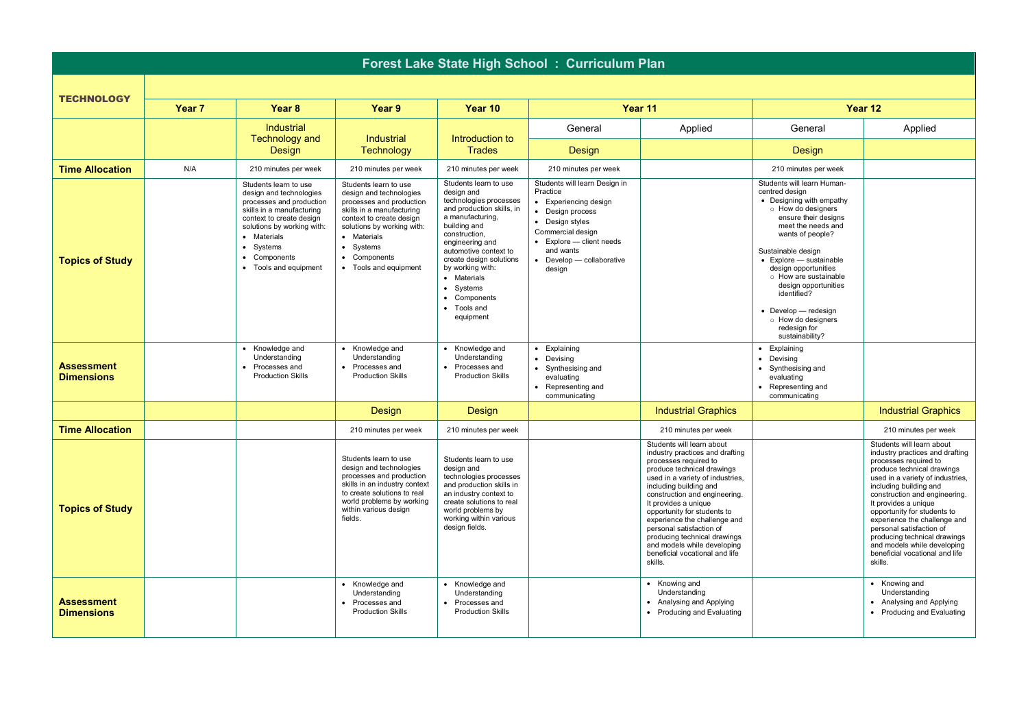# Forest Lake State High School : Curriculum Plan

| TECHNOLOGY | Year 7 | Year 8 | Year 9 | Year 10 | Year 11 | | Year 12 | |
|---|---|---|---|---|---|---|---|---|
| | | Industrial Technology and Design | Industrial Technology | Introduction to Trades | General | Applied | General | Applied |
| | | | | | Design | | Design | |
| **Time Allocation** | N/A | 210 minutes per week | 210 minutes per week | 210 minutes per week | 210 minutes per week | | 210 minutes per week | |
| **Topics of Study** | | Students learn to use design and technologies processes and production skills in a manufacturing context to create design solutions by working with: • Materials • Systems • Components • Tools and equipment | Students learn to use design and technologies processes and production skills in a manufacturing context to create design solutions by working with: • Materials • Systems • Components • Tools and equipment | Students learn to use design and technologies processes and production skills, in a manufacturing, building and construction, engineering and automotive context to create design solutions by working with: • Materials • Systems • Components • Tools and equipment | Students will learn Design in Practice • Experiencing design • Design process • Design styles Commercial design • Explore — client needs and wants • Develop — collaborative design | | Students will learn Human-centred design • Designing with empathy ○ How do designers ensure their designs meet the needs and wants of people? Sustainable design • Explore — sustainable design opportunities ○ How are sustainable design opportunities identified? • Develop — redesign ○ How do designers redesign for sustainability? | |
| **Assessment Dimensions** | | • Knowledge and Understanding • Processes and Production Skills | • Knowledge and Understanding • Processes and Production Skills | • Knowledge and Understanding • Processes and Production Skills | • Explaining • Devising • Synthesising and evaluating • Representing and communicating | | • Explaining • Devising • Synthesising and evaluating • Representing and communicating | |
| | | | Design | Design | | Industrial Graphics | | Industrial Graphics |
| **Time Allocation** | | | 210 minutes per week | 210 minutes per week | | 210 minutes per week | | 210 minutes per week |
| **Topics of Study** | | | Students learn to use design and technologies processes and production skills in an industry context to create solutions to real world problems by working within various design fields. | Students learn to use design and technologies processes and production skills in an industry context to create solutions to real world problems by working within various design fields. | | Students will learn about industry practices and drafting processes required to produce technical drawings used in a variety of industries, including building and construction and engineering. It provides a unique opportunity for students to experience the challenge and personal satisfaction of producing technical drawings and models while developing beneficial vocational and life skills. | | Students will learn about industry practices and drafting processes required to produce technical drawings used in a variety of industries, including building and construction and engineering. It provides a unique opportunity for students to experience the challenge and personal satisfaction of producing technical drawings and models while developing beneficial vocational and life skills. |
| **Assessment Dimensions** | | | • Knowledge and Understanding • Processes and Production Skills | • Knowledge and Understanding • Processes and Production Skills | | • Knowing and Understanding • Analysing and Applying • Producing and Evaluating | | • Knowing and Understanding • Analysing and Applying • Producing and Evaluating |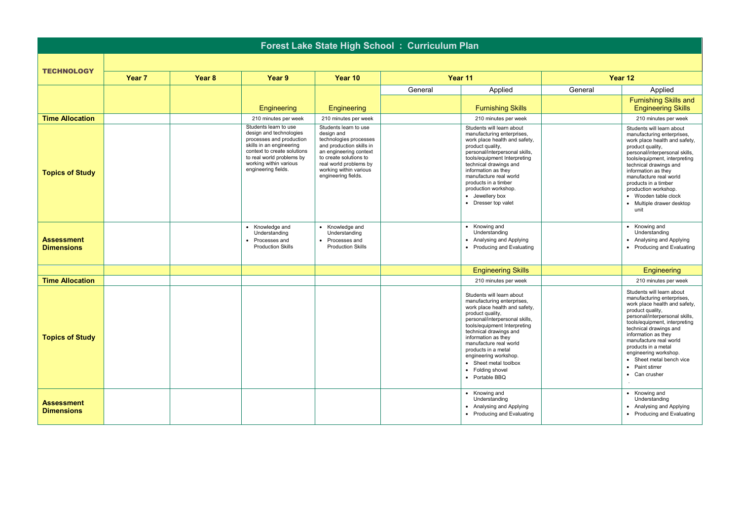# Forest Lake State High School : Curriculum Plan

| TECHNOLOGY | Year 7 | Year 8 | Year 9 | Year 10 | Year 11 | | Year 12 | |
|---|---|---|---|---|---|---|---|---|
| | | | | | General | Applied | General | Applied |
| | | | Engineering | Engineering | | Furnishing Skills | | Furnishing Skills and Engineering Skills |
| **Time Allocation** | | | 210 minutes per week | 210 minutes per week | | 210 minutes per week | | 210 minutes per week |
| **Topics of Study** | | | Students learn to use design and technologies processes and production skills in an engineering context to create solutions to real world problems by working within various engineering fields. | Students learn to use design and technologies processes and production skills in an engineering context to create solutions to real world problems by working within various engineering fields. | | Students will learn about manufacturing enterprises, work place health and safety, product quality, personal/interpersonal skills, tools/equipment Interpreting technical drawings and information as they manufacture real world products in a timber production workshop.<br>• Jewellery box<br>• Dresser top valet | | Students will learn about manufacturing enterprises, work place health and safety, product quality, personal/interpersonal skills, tools/equipment, interpreting technical drawings and information as they manufacture real world products in a timber production workshop.<br>• Wooden table clock<br>• Multiple drawer desktop unit |
| **Assessment Dimensions** | | | • Knowledge and Understanding<br>• Processes and Production Skills | • Knowledge and Understanding<br>• Processes and Production Skills | | • Knowing and Understanding<br>• Analysing and Applying<br>• Producing and Evaluating | | • Knowing and Understanding<br>• Analysing and Applying<br>• Producing and Evaluating |
| | | | | | | Engineering Skills | | Engineering |
| **Time Allocation** | | | | | | 210 minutes per week | | 210 minutes per week |
| **Topics of Study** | | | | | | Students will learn about manufacturing enterprises, work place health and safety, product quality, personal/interpersonal skills, tools/equipment Interpreting technical drawings and information as they manufacture real world products in a metal engineering workshop.<br>• Sheet metal toolbox<br>• Folding shovel<br>• Portable BBQ | | Students will learn about manufacturing enterprises, work place health and safety, product quality, personal/interpersonal skills, tools/equipment, interpreting technical drawings and information as they manufacture real world products in a metal engineering workshop.<br>• Sheet metal bench vice<br>• Paint stirrer<br>• Can crusher |
| **Assessment Dimensions** | | | | | | • Knowing and Understanding<br>• Analysing and Applying<br>• Producing and Evaluating | | • Knowing and Understanding<br>• Analysing and Applying<br>• Producing and Evaluating |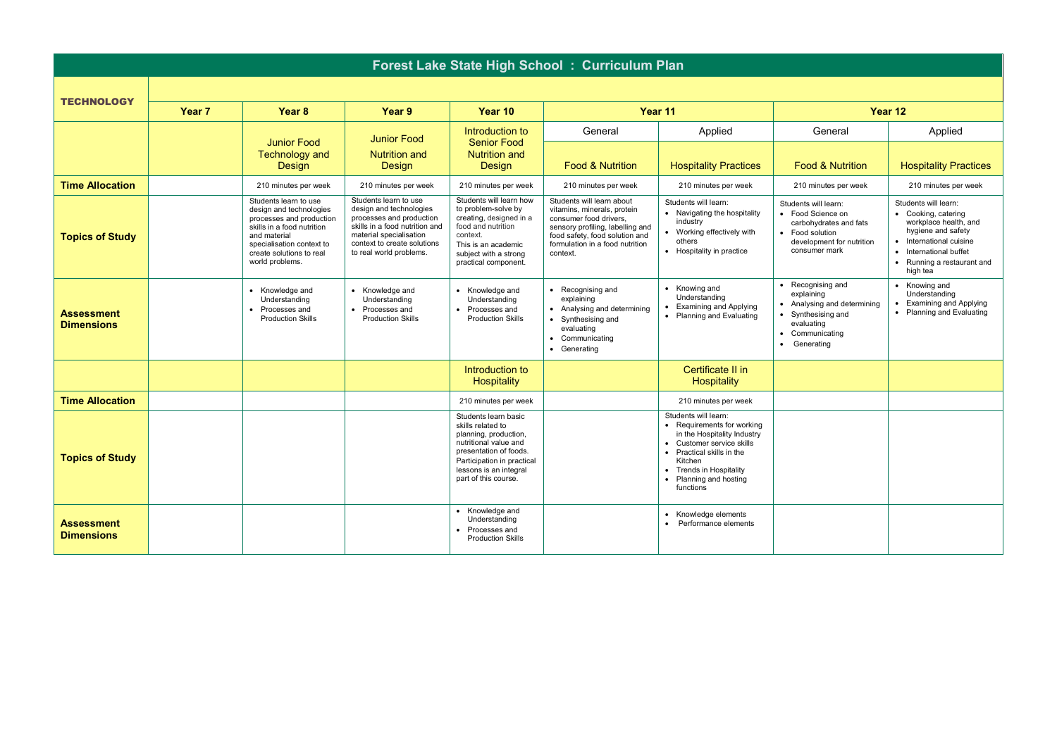# Forest Lake State High School : Curriculum Plan

| TECHNOLOGY | Year 7 | Year 8 | Year 9 | Year 10 | Year 11 | | Year 12 | |
|---|---|---|---|---|---|---|---|---|
| | | | | | General | Applied | General | Applied |
| | | Junior Food Technology and Design | Junior Food Nutrition and Design | Introduction to Senior Food Nutrition and Design | Food & Nutrition | Hospitality Practices | Food & Nutrition | Hospitality Practices |
| **Time Allocation** | | 210 minutes per week | 210 minutes per week | 210 minutes per week | 210 minutes per week | 210 minutes per week | 210 minutes per week | 210 minutes per week |
| **Topics of Study** | | Students learn to use design and technologies processes and production skills in a food nutrition and material specialisation context to create solutions to real world problems. | Students learn to use design and technologies processes and production skills in a food nutrition and material specialisation context to create solutions to real world problems. | Students will learn how to problem-solve by creating, designed in a food and nutrition context. This is an academic subject with a strong practical component. | Students will learn about vitamins, minerals, protein consumer food drivers, sensory profiling, labelling and food safety, food solution and formulation in a food nutrition context. | Students will learn: <br>• Navigating the hospitality industry <br>• Working effectively with others <br>• Hospitality in practice | Students will learn: <br>• Food Science on carbohydrates and fats <br>• Food solution development for nutrition consumer mark | Students will learn: <br>• Cooking, catering workplace health, and hygiene and safety <br>• International cuisine <br>• International buffet <br>• Running a restaurant and high tea |
| **Assessment Dimensions** | | • Knowledge and Understanding <br>• Processes and Production Skills | • Knowledge and Understanding <br>• Processes and Production Skills | • Knowledge and Understanding <br>• Processes and Production Skills | • Recognising and explaining <br>• Analysing and determining <br>• Synthesising and evaluating <br>• Communicating <br>• Generating | • Knowing and Understanding <br>• Examining and Applying <br>• Planning and Evaluating | • Recognising and explaining <br>• Analysing and determining <br>• Synthesising and evaluating <br>• Communicating <br>• Generating | • Knowing and Understanding <br>• Examining and Applying <br>• Planning and Evaluating |
| | | | | Introduction to Hospitality | | Certificate II in Hospitality | | |
| **Time Allocation** | | | | 210 minutes per week | | 210 minutes per week | | |
| **Topics of Study** | | | | Students learn basic skills related to planning, production, nutritional value and presentation of foods. Participation in practical lessons is an integral part of this course. | | Students will learn: <br>• Requirements for working in the Hospitality Industry <br>• Customer service skills <br>• Practical skills in the Kitchen <br>• Trends in Hospitality <br>• Planning and hosting functions | | |
| **Assessment Dimensions** | | | | • Knowledge and Understanding <br>• Processes and Production Skills | | • Knowledge elements <br>• Performance elements | | |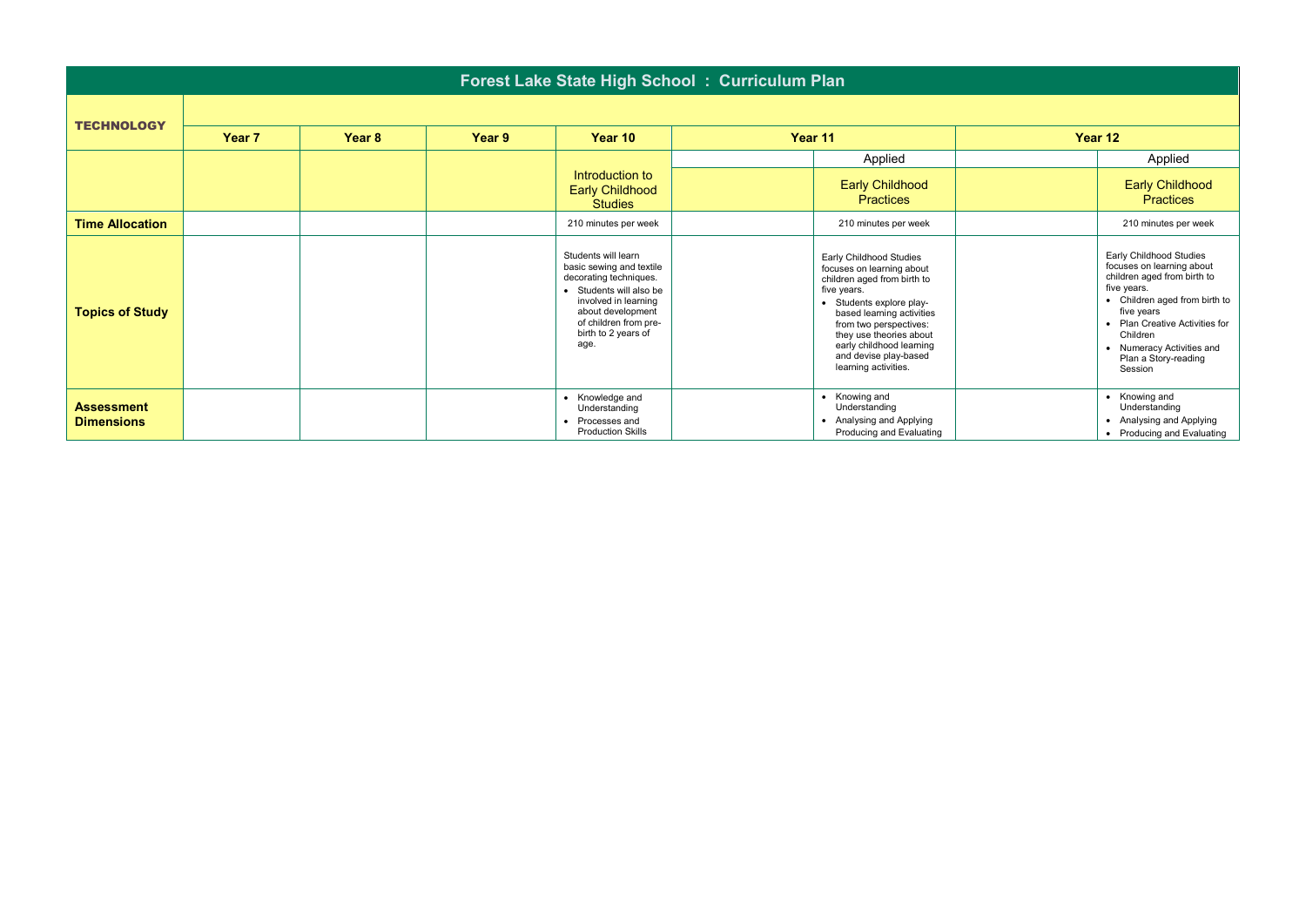# Forest Lake State High School : Curriculum Plan

| TECHNOLOGY | Year 7 | Year 8 | Year 9 | Year 10 | Year 11 | | Year 12 | |
|---|---|---|---|---|---|---|---|---|
| | | | | | | Applied | | Applied |
| | | | | Introduction to Early Childhood Studies | | Early Childhood Practices | | Early Childhood Practices |
| **Time Allocation** | | | | 210 minutes per week | | 210 minutes per week | | 210 minutes per week |
| **Topics of Study** | | | | Students will learn basic sewing and textile decorating techniques.<br>• Students will also be involved in learning about development of children from pre-birth to 2 years of age. | | Early Childhood Studies focuses on learning about children aged from birth to five years.<br>• Students explore play-based learning activities from two perspectives: they use theories about early childhood learning and devise play-based learning activities. | | Early Childhood Studies focuses on learning about children aged from birth to five years.<br>• Children aged from birth to five years<br>• Plan Creative Activities for Children<br>• Numeracy Activities and Plan a Story-reading Session |
| **Assessment Dimensions** | | | | • Knowledge and Understanding<br>• Processes and Production Skills | | • Knowing and Understanding<br>• Analysing and Applying Producing and Evaluating | | • Knowing and Understanding<br>• Analysing and Applying<br>• Producing and Evaluating |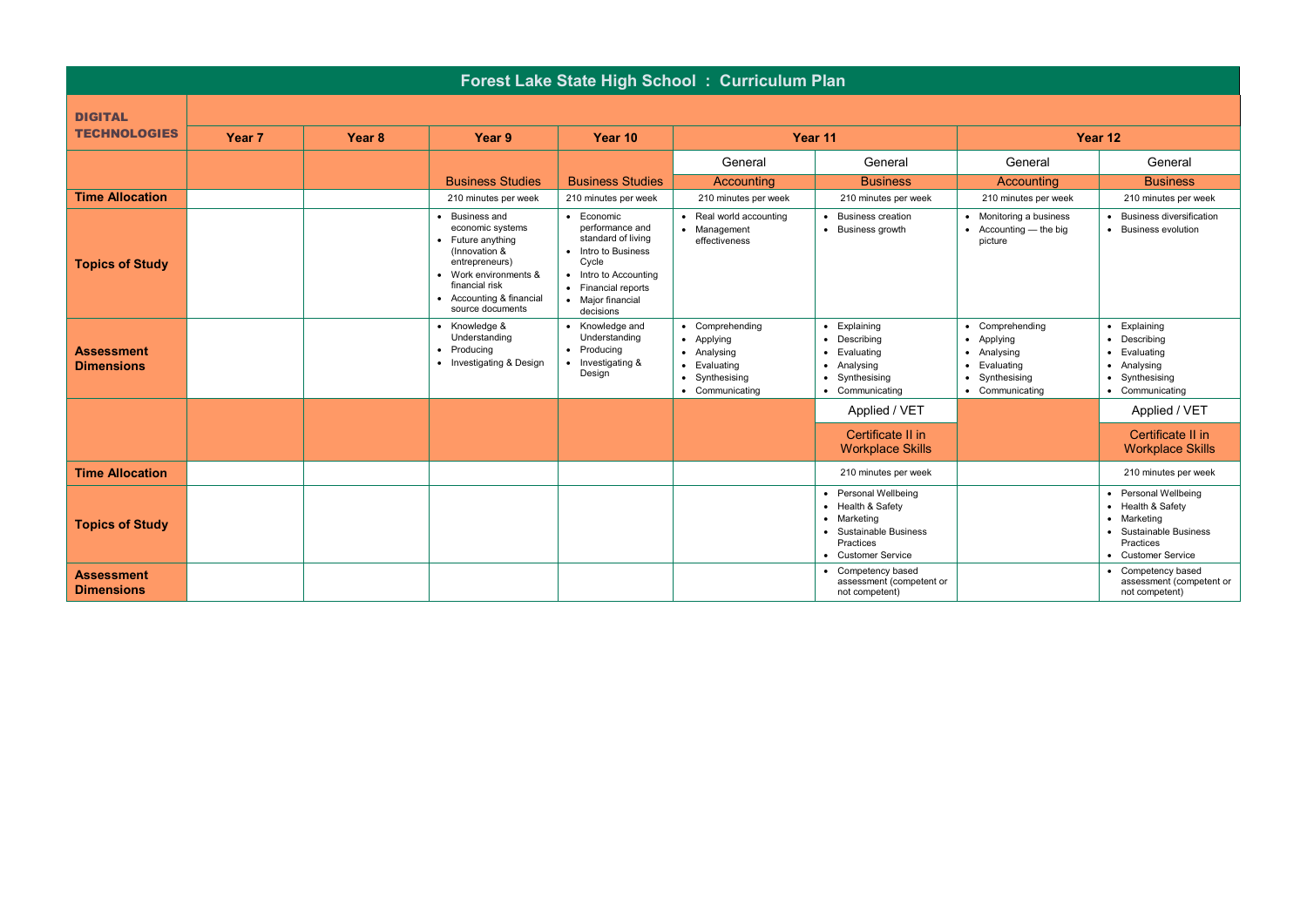# Forest Lake State High School : Curriculum Plan

| DIGITAL TECHNOLOGIES | Year 7 | Year 8 | Year 9 | Year 10 | Year 11 | | Year 12 | |
|---|---|---|---|---|---|---|---|---|
| | | | Business Studies | Business Studies | General<br>Accounting | General<br>Business | General<br>Accounting | General<br>Business |
| **Time Allocation** | | | 210 minutes per week | 210 minutes per week | 210 minutes per week | 210 minutes per week | 210 minutes per week | 210 minutes per week |
| **Topics of Study** | | | • Business and economic systems<br>• Future anything (Innovation & entrepreneurs)<br>• Work environments & financial risk<br>• Accounting & financial source documents | • Economic performance and standard of living<br>• Intro to Business Cycle<br>• Intro to Accounting<br>• Financial reports<br>• Major financial decisions | • Real world accounting<br>• Management effectiveness | • Business creation<br>• Business growth | • Monitoring a business<br>• Accounting — the big picture | • Business diversification<br>• Business evolution |
| **Assessment Dimensions** | | | • Knowledge & Understanding<br>• Producing<br>• Investigating & Design | • Knowledge and Understanding<br>• Producing<br>• Investigating & Design | • Comprehending<br>• Applying<br>• Analysing<br>• Evaluating<br>• Synthesising<br>• Communicating | • Explaining<br>• Describing<br>• Evaluating<br>• Analysing<br>• Synthesising<br>• Communicating | • Comprehending<br>• Applying<br>• Analysing<br>• Evaluating<br>• Synthesising<br>• Communicating | • Explaining<br>• Describing<br>• Evaluating<br>• Analysing<br>• Synthesising<br>• Communicating |
| | | | | | | Applied / VET<br>Certificate II in Workplace Skills | | Applied / VET<br>Certificate II in Workplace Skills |
| **Time Allocation** | | | | | | 210 minutes per week | | 210 minutes per week |
| **Topics of Study** | | | | | | • Personal Wellbeing<br>• Health & Safety<br>• Marketing<br>• Sustainable Business Practices<br>• Customer Service | | • Personal Wellbeing<br>• Health & Safety<br>• Marketing<br>• Sustainable Business Practices<br>• Customer Service |
| **Assessment Dimensions** | | | | | | • Competency based assessment (competent or not competent) | | • Competency based assessment (competent or not competent) |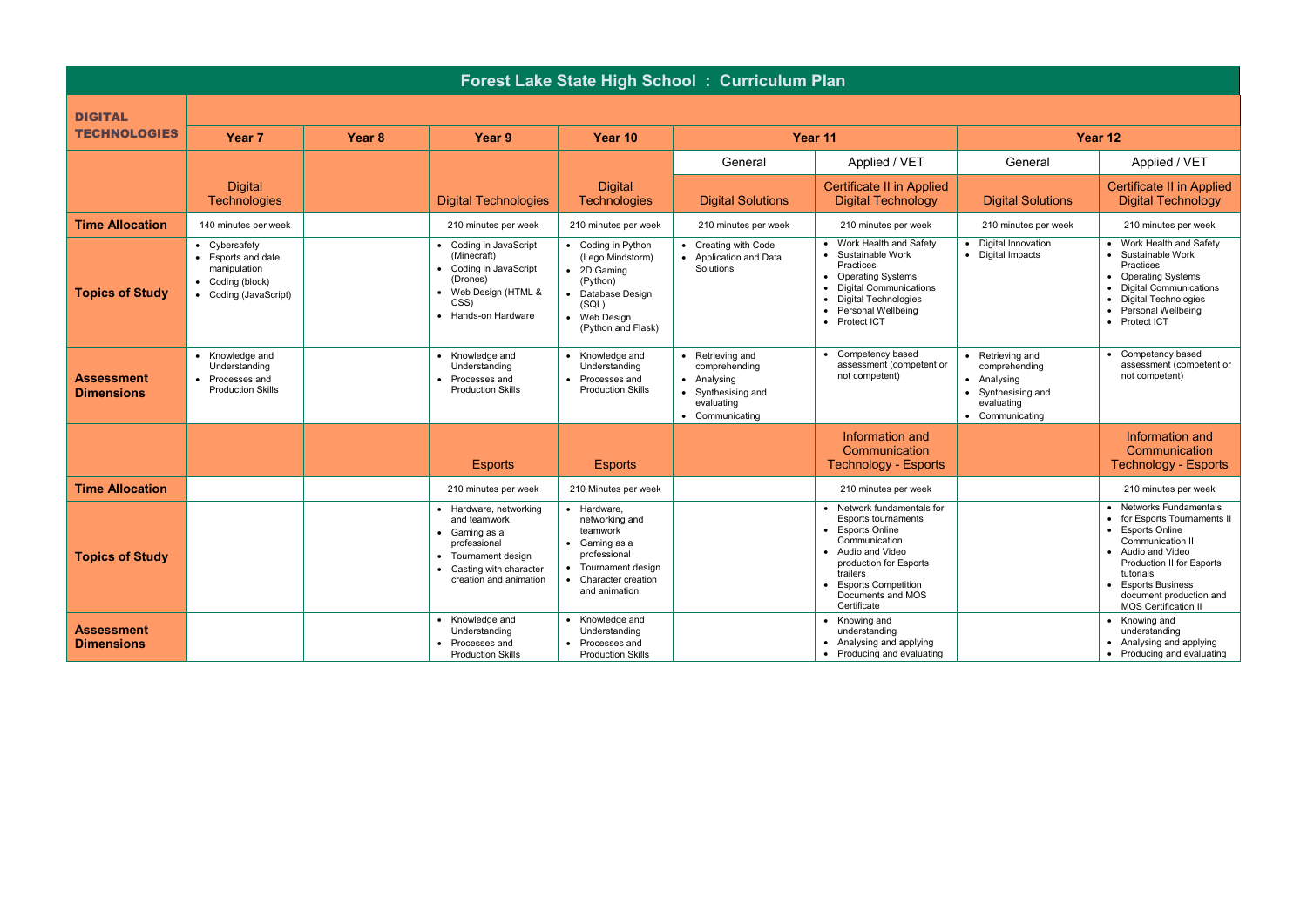# Forest Lake State High School : Curriculum Plan

| DIGITAL TECHNOLOGIES | Year 7 | Year 8 | Year 9 | Year 10 | Year 11 | | Year 12 | |
|---|---|---|---|---|---|---|---|---|
| | | | | | General | Applied / VET | General | Applied / VET |
| | Digital Technologies | | Digital Technologies | Digital Technologies | Digital Solutions | Certificate II in Applied Digital Technology | Digital Solutions | Certificate II in Applied Digital Technology |
| **Time Allocation** | 140 minutes per week | | 210 minutes per week | 210 minutes per week | 210 minutes per week | 210 minutes per week | 210 minutes per week | 210 minutes per week |
| **Topics of Study** | • Cybersafety<br>• Esports and date manipulation<br>• Coding (block)<br>• Coding (JavaScript) | | • Coding in JavaScript (Minecraft)<br>• Coding in JavaScript (Drones)<br>• Web Design (HTML & CSS)<br>• Hands-on Hardware | • Coding in Python (Lego Mindstorm)<br>• 2D Gaming (Python)<br>• Database Design (SQL)<br>• Web Design (Python and Flask) | • Creating with Code<br>• Application and Data Solutions | • Work Health and Safety<br>• Sustainable Work Practices<br>• Operating Systems<br>• Digital Communications<br>• Digital Technologies<br>• Personal Wellbeing<br>• Protect ICT | • Digital Innovation<br>• Digital Impacts | • Work Health and Safety<br>• Sustainable Work Practices<br>• Operating Systems<br>• Digital Communications<br>• Digital Technologies<br>• Personal Wellbeing<br>• Protect ICT |
| **Assessment Dimensions** | • Knowledge and Understanding<br>• Processes and Production Skills | | • Knowledge and Understanding<br>• Processes and Production Skills | • Knowledge and Understanding<br>• Processes and Production Skills | • Retrieving and comprehending<br>• Analysing<br>• Synthesising and evaluating<br>• Communicating | • Competency based assessment (competent or not competent) | • Retrieving and comprehending<br>• Analysing<br>• Synthesising and evaluating<br>• Communicating | • Competency based assessment (competent or not competent) |
| | | | Esports | Esports | | Information and Communication Technology - Esports | | Information and Communication Technology - Esports |
| **Time Allocation** | | | 210 minutes per week | 210 Minutes per week | | 210 minutes per week | | 210 minutes per week |
| **Topics of Study** | | | • Hardware, networking and teamwork<br>• Gaming as a professional<br>• Tournament design<br>• Casting with character creation and animation | • Hardware, networking and teamwork<br>• Gaming as a professional<br>• Tournament design<br>• Character creation and animation | | • Network fundamentals for Esports tournaments<br>• Esports Online Communication<br>• Audio and Video production for Esports trailers<br>• Esports Competition Documents and MOS Certificate | | • Networks Fundamentals<br>• for Esports Tournaments II<br>• Esports Online Communication II<br>• Audio and Video Production II for Esports tutorials<br>• Esports Business document production and MOS Certification II |
| **Assessment Dimensions** | | | • Knowledge and Understanding<br>• Processes and Production Skills | • Knowledge and Understanding<br>• Processes and Production Skills | | • Knowing and understanding<br>• Analysing and applying<br>• Producing and evaluating | | • Knowing and understanding<br>• Analysing and applying<br>• Producing and evaluating |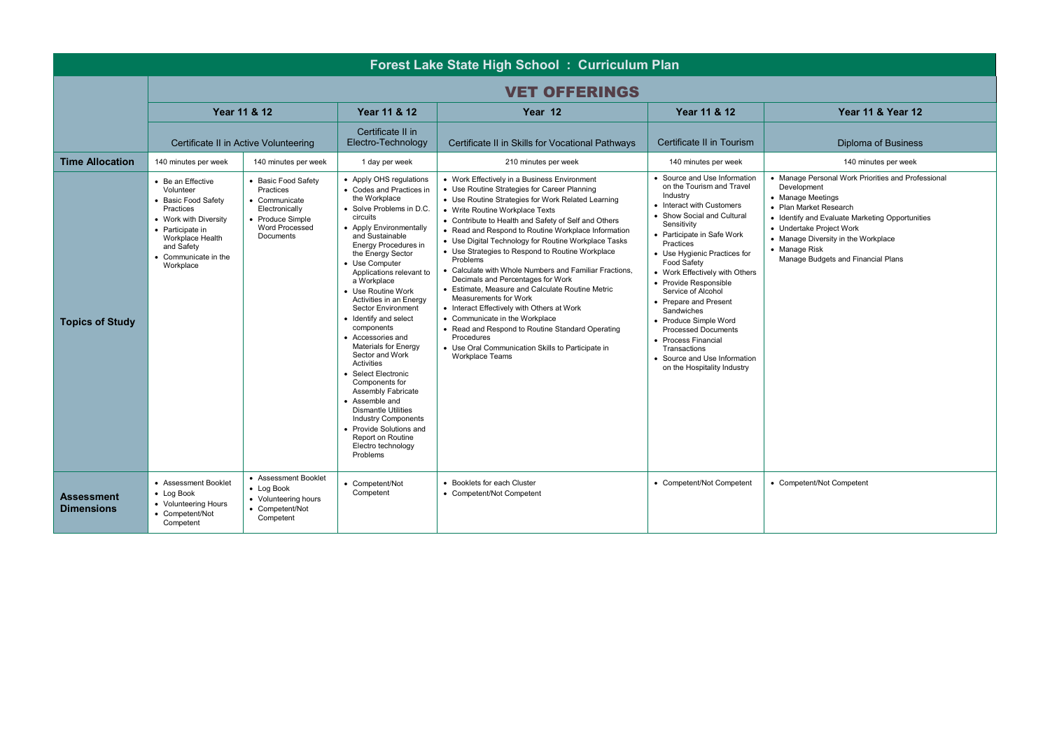# Forest Lake State High School : Curriculum Plan

| | VET OFFERINGS | | | | | |
|---|---|---|---|---|---|---|
| | Year 11 & 12 | | Year 11 & 12 | Year 12 | Year 11 & 12 | Year 11 & Year 12 |
| | Certificate II in Active Volunteering | | Certificate II in Electro-Technology | Certificate II in Skills for Vocational Pathways | Certificate II in Tourism | Diploma of Business |
| **Time Allocation** | 140 minutes per week | 140 minutes per week | 1 day per week | 210 minutes per week | 140 minutes per week | 140 minutes per week |
| **Topics of Study** | • Be an Effective Volunteer<br>• Basic Food Safety Practices<br>• Work with Diversity<br>• Participate in Workplace Health and Safety<br>• Communicate in the Workplace | • Basic Food Safety Practices<br>• Communicate Electronically<br>• Produce Simple Word Processed Documents | • Apply OHS regulations<br>• Codes and Practices in the Workplace<br>• Solve Problems in D.C. circuits<br>• Apply Environmentally and Sustainable Energy Procedures in the Energy Sector<br>• Use Computer Applications relevant to a Workplace<br>• Use Routine Work Activities in an Energy Sector Environment<br>• Identify and select components<br>• Accessories and Materials for Energy Sector and Work Activities<br>• Select Electronic Components for Assembly Fabricate<br>• Assemble and Dismantle Utilities Industry Components<br>• Provide Solutions and Report on Routine Electro technology Problems | • Work Effectively in a Business Environment<br>• Use Routine Strategies for Career Planning<br>• Use Routine Strategies for Work Related Learning<br>• Write Routine Workplace Texts<br>• Contribute to Health and Safety of Self and Others<br>• Read and Respond to Routine Workplace Information<br>• Use Digital Technology for Routine Workplace Tasks<br>• Use Strategies to Respond to Routine Workplace Problems<br>• Calculate with Whole Numbers and Familiar Fractions, Decimals and Percentages for Work<br>• Estimate, Measure and Calculate Routine Metric Measurements for Work<br>• Interact Effectively with Others at Work<br>• Communicate in the Workplace<br>• Read and Respond to Routine Standard Operating Procedures<br>• Use Oral Communication Skills to Participate in Workplace Teams | • Source and Use Information on the Tourism and Travel Industry<br>• Interact with Customers<br>• Show Social and Cultural Sensitivity<br>• Participate in Safe Work Practices<br>• Use Hygienic Practices for Food Safety<br>• Work Effectively with Others<br>• Provide Responsible Service of Alcohol<br>• Prepare and Present Sandwiches<br>• Produce Simple Word Processed Documents<br>• Process Financial Transactions<br>• Source and Use Information on the Hospitality Industry | • Manage Personal Work Priorities and Professional Development<br>• Manage Meetings<br>• Plan Market Research<br>• Identify and Evaluate Marketing Opportunities<br>• Undertake Project Work<br>• Manage Diversity in the Workplace<br>• Manage Risk<br>Manage Budgets and Financial Plans |
| **Assessment Dimensions** | • Assessment Booklet<br>• Log Book<br>• Volunteering Hours<br>• Competent/Not Competent | • Assessment Booklet<br>• Log Book<br>• Volunteering hours<br>• Competent/Not Competent | • Competent/Not Competent | • Booklets for each Cluster<br>• Competent/Not Competent | • Competent/Not Competent | • Competent/Not Competent |